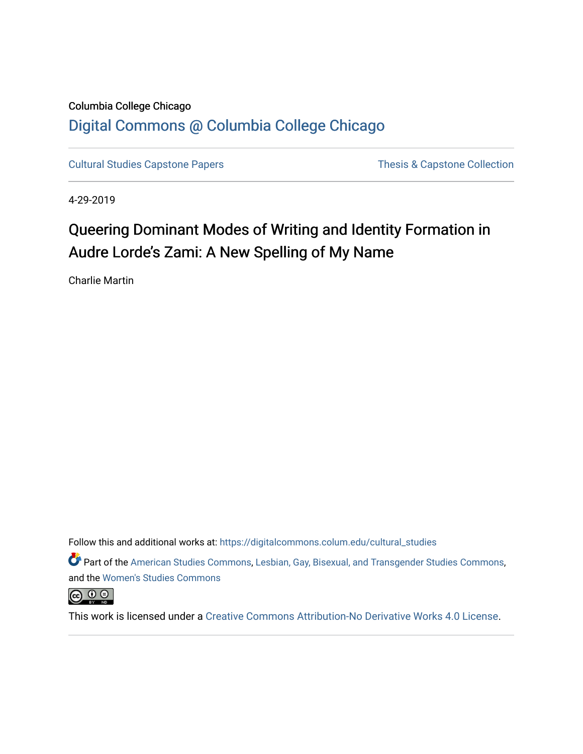Columbia College Chicago

## Digital Commons @ Columbia College Chicago

Cultural Studies Capstone Papers | Thesis & Capstone Collection

4-29-2019

# Queering Dominant Modes of Writing and Identity Formation in Audre Lorde's Zami: A New Spelling of My Name

Charlie Martin

Follow this and additional works at: https://digitalcommons.colum.edu/cultural_studies

Part of the American Studies Commons, Lesbian, Gay, Bisexual, and Transgender Studies Commons, and the Women's Studies Commons

This work is licensed under a Creative Commons Attribution-No Derivative Works 4.0 License.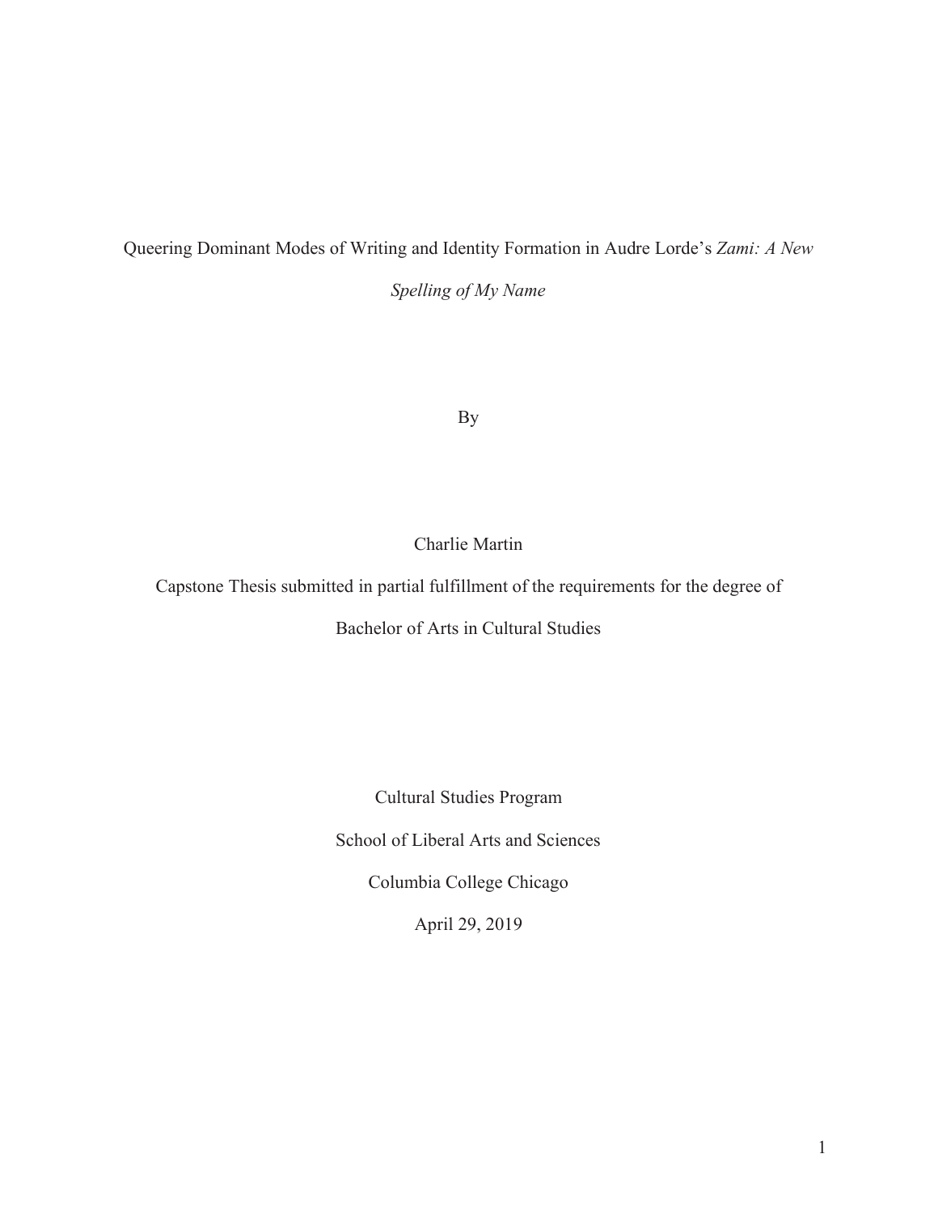Queering Dominant Modes of Writing and Identity Formation in Audre Lorde's *Zami: A New Spelling of My Name*

By

Charlie Martin

Capstone Thesis submitted in partial fulfillment of the requirements for the degree of

Bachelor of Arts in Cultural Studies

Cultural Studies Program

School of Liberal Arts and Sciences

Columbia College Chicago

April 29, 2019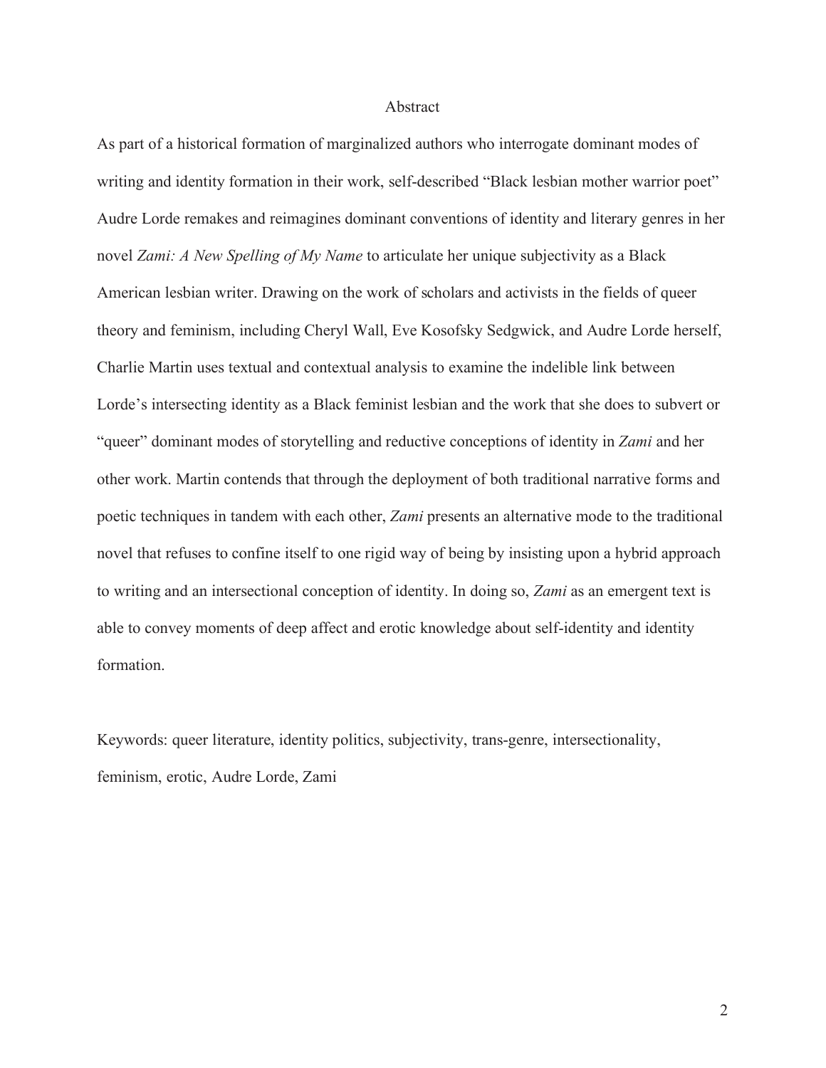# Abstract

As part of a historical formation of marginalized authors who interrogate dominant modes of writing and identity formation in their work, self-described "Black lesbian mother warrior poet" Audre Lorde remakes and reimagines dominant conventions of identity and literary genres in her novel *Zami: A New Spelling of My Name* to articulate her unique subjectivity as a Black American lesbian writer. Drawing on the work of scholars and activists in the fields of queer theory and feminism, including Cheryl Wall, Eve Kosofsky Sedgwick, and Audre Lorde herself, Charlie Martin uses textual and contextual analysis to examine the indelible link between Lorde's intersecting identity as a Black feminist lesbian and the work that she does to subvert or "queer" dominant modes of storytelling and reductive conceptions of identity in *Zami* and her other work. Martin contends that through the deployment of both traditional narrative forms and poetic techniques in tandem with each other, *Zami* presents an alternative mode to the traditional novel that refuses to confine itself to one rigid way of being by insisting upon a hybrid approach to writing and an intersectional conception of identity. In doing so, *Zami* as an emergent text is able to convey moments of deep affect and erotic knowledge about self-identity and identity formation.

Keywords: queer literature, identity politics, subjectivity, trans-genre, intersectionality, feminism, erotic, Audre Lorde, Zami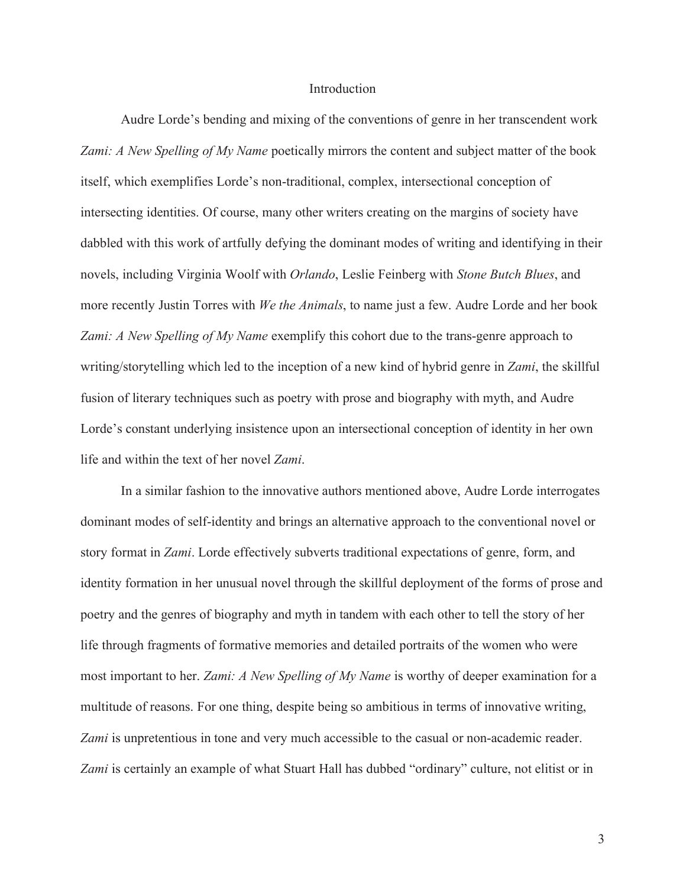# Introduction

Audre Lorde's bending and mixing of the conventions of genre in her transcendent work *Zami: A New Spelling of My Name* poetically mirrors the content and subject matter of the book itself, which exemplifies Lorde's non-traditional, complex, intersectional conception of intersecting identities. Of course, many other writers creating on the margins of society have dabbled with this work of artfully defying the dominant modes of writing and identifying in their novels, including Virginia Woolf with *Orlando*, Leslie Feinberg with *Stone Butch Blues*, and more recently Justin Torres with *We the Animals*, to name just a few. Audre Lorde and her book *Zami: A New Spelling of My Name* exemplify this cohort due to the trans-genre approach to writing/storytelling which led to the inception of a new kind of hybrid genre in *Zami*, the skillful fusion of literary techniques such as poetry with prose and biography with myth, and Audre Lorde's constant underlying insistence upon an intersectional conception of identity in her own life and within the text of her novel *Zami*.

In a similar fashion to the innovative authors mentioned above, Audre Lorde interrogates dominant modes of self-identity and brings an alternative approach to the conventional novel or story format in *Zami*. Lorde effectively subverts traditional expectations of genre, form, and identity formation in her unusual novel through the skillful deployment of the forms of prose and poetry and the genres of biography and myth in tandem with each other to tell the story of her life through fragments of formative memories and detailed portraits of the women who were most important to her. *Zami: A New Spelling of My Name* is worthy of deeper examination for a multitude of reasons. For one thing, despite being so ambitious in terms of innovative writing, *Zami* is unpretentious in tone and very much accessible to the casual or non-academic reader. *Zami* is certainly an example of what Stuart Hall has dubbed "ordinary" culture, not elitist or in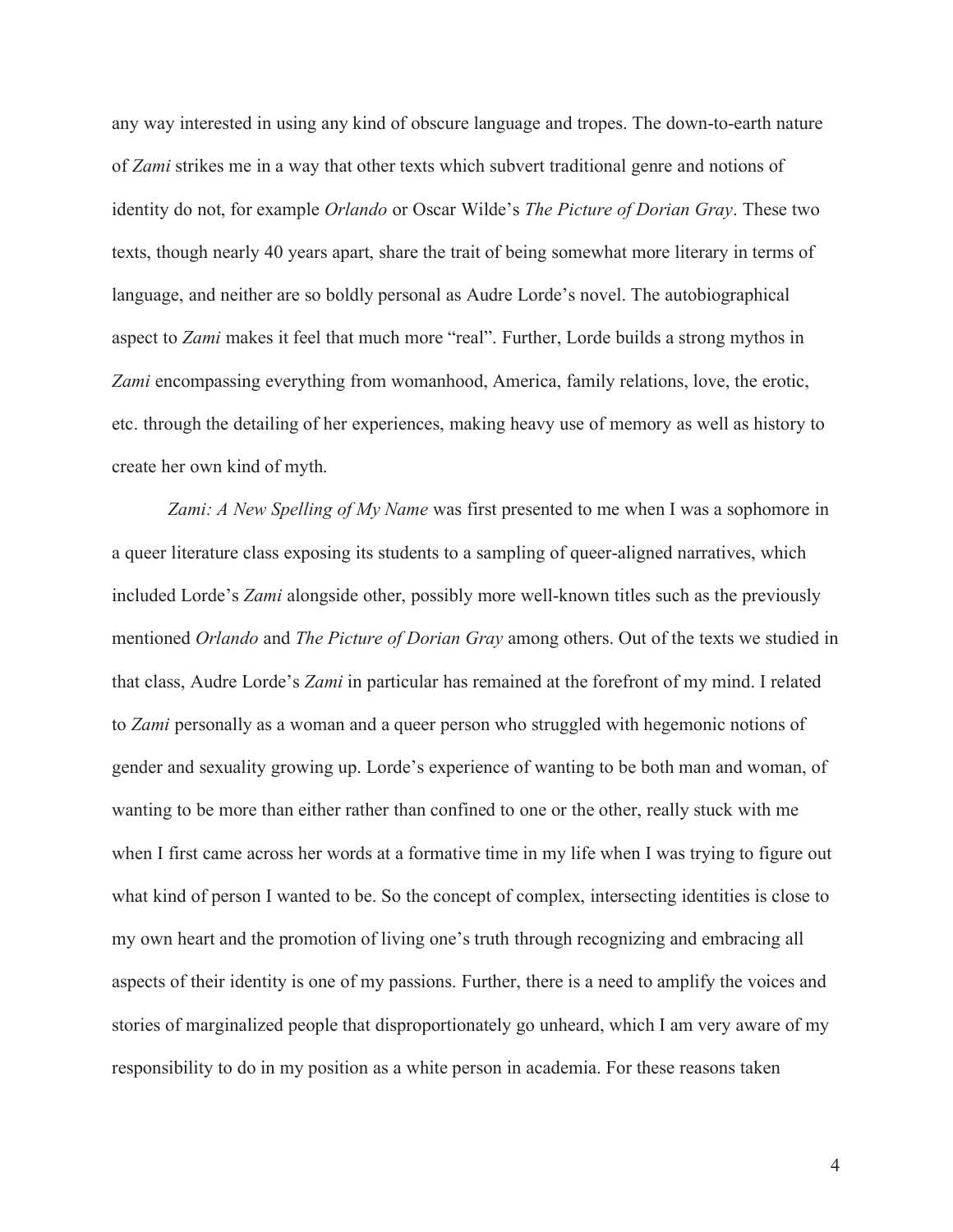any way interested in using any kind of obscure language and tropes. The down-to-earth nature of *Zami* strikes me in a way that other texts which subvert traditional genre and notions of identity do not, for example *Orlando* or Oscar Wilde's *The Picture of Dorian Gray*. These two texts, though nearly 40 years apart, share the trait of being somewhat more literary in terms of language, and neither are so boldly personal as Audre Lorde's novel. The autobiographical aspect to *Zami* makes it feel that much more "real". Further, Lorde builds a strong mythos in *Zami* encompassing everything from womanhood, America, family relations, love, the erotic, etc. through the detailing of her experiences, making heavy use of memory as well as history to create her own kind of myth.

*Zami: A New Spelling of My Name* was first presented to me when I was a sophomore in a queer literature class exposing its students to a sampling of queer-aligned narratives, which included Lorde's *Zami* alongside other, possibly more well-known titles such as the previously mentioned *Orlando* and *The Picture of Dorian Gray* among others. Out of the texts we studied in that class, Audre Lorde's *Zami* in particular has remained at the forefront of my mind. I related to *Zami* personally as a woman and a queer person who struggled with hegemonic notions of gender and sexuality growing up. Lorde's experience of wanting to be both man and woman, of wanting to be more than either rather than confined to one or the other, really stuck with me when I first came across her words at a formative time in my life when I was trying to figure out what kind of person I wanted to be. So the concept of complex, intersecting identities is close to my own heart and the promotion of living one's truth through recognizing and embracing all aspects of their identity is one of my passions. Further, there is a need to amplify the voices and stories of marginalized people that disproportionately go unheard, which I am very aware of my responsibility to do in my position as a white person in academia. For these reasons taken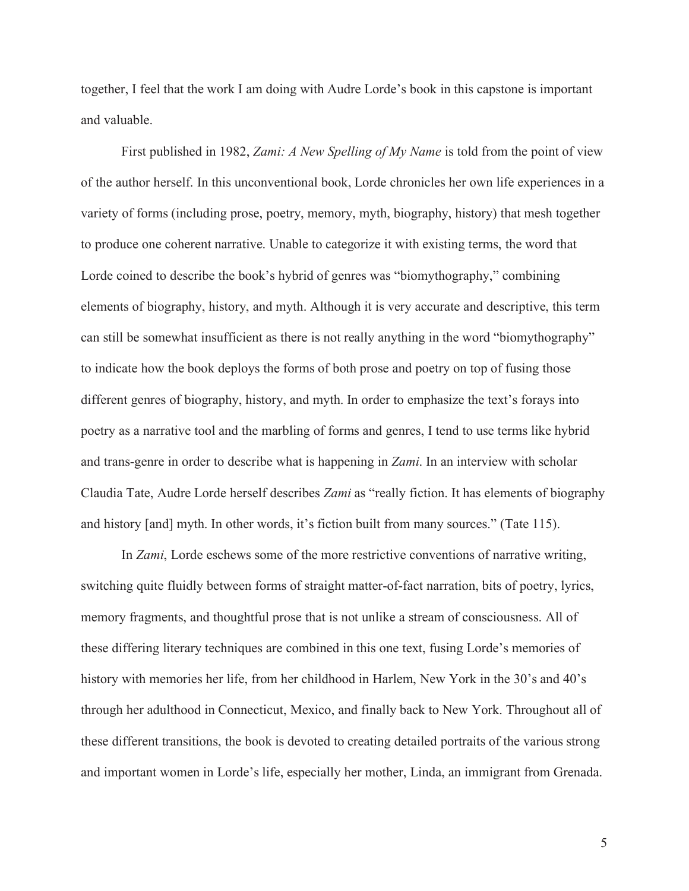together, I feel that the work I am doing with Audre Lorde's book in this capstone is important and valuable.

First published in 1982, *Zami: A New Spelling of My Name* is told from the point of view of the author herself. In this unconventional book, Lorde chronicles her own life experiences in a variety of forms (including prose, poetry, memory, myth, biography, history) that mesh together to produce one coherent narrative. Unable to categorize it with existing terms, the word that Lorde coined to describe the book's hybrid of genres was "biomythography," combining elements of biography, history, and myth. Although it is very accurate and descriptive, this term can still be somewhat insufficient as there is not really anything in the word "biomythography" to indicate how the book deploys the forms of both prose and poetry on top of fusing those different genres of biography, history, and myth. In order to emphasize the text's forays into poetry as a narrative tool and the marbling of forms and genres, I tend to use terms like hybrid and trans-genre in order to describe what is happening in *Zami*. In an interview with scholar Claudia Tate, Audre Lorde herself describes *Zami* as "really fiction. It has elements of biography and history [and] myth. In other words, it's fiction built from many sources." (Tate 115).

In *Zami*, Lorde eschews some of the more restrictive conventions of narrative writing, switching quite fluidly between forms of straight matter-of-fact narration, bits of poetry, lyrics, memory fragments, and thoughtful prose that is not unlike a stream of consciousness. All of these differing literary techniques are combined in this one text, fusing Lorde's memories of history with memories her life, from her childhood in Harlem, New York in the 30's and 40's through her adulthood in Connecticut, Mexico, and finally back to New York. Throughout all of these different transitions, the book is devoted to creating detailed portraits of the various strong and important women in Lorde's life, especially her mother, Linda, an immigrant from Grenada.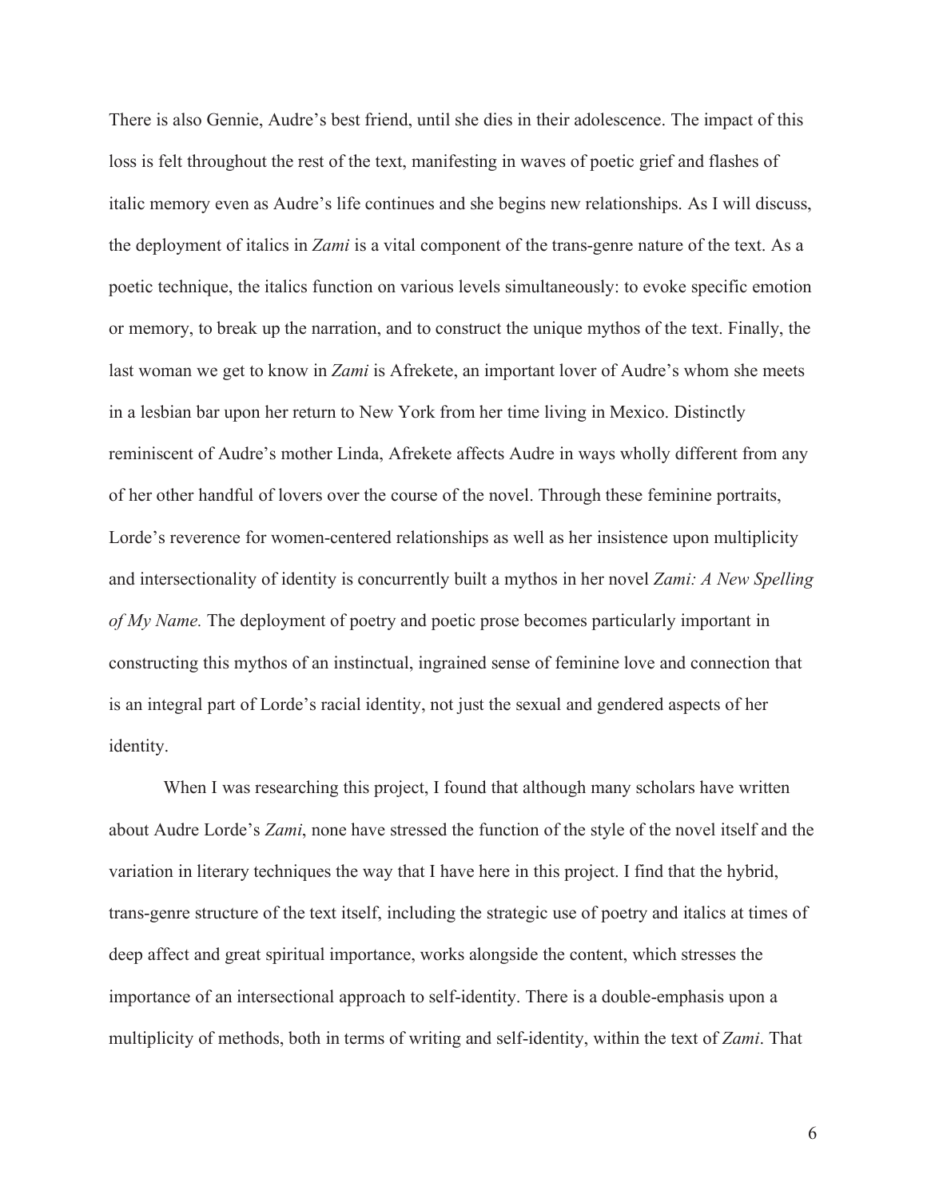There is also Gennie, Audre's best friend, until she dies in their adolescence. The impact of this loss is felt throughout the rest of the text, manifesting in waves of poetic grief and flashes of italic memory even as Audre's life continues and she begins new relationships. As I will discuss, the deployment of italics in *Zami* is a vital component of the trans-genre nature of the text. As a poetic technique, the italics function on various levels simultaneously: to evoke specific emotion or memory, to break up the narration, and to construct the unique mythos of the text. Finally, the last woman we get to know in *Zami* is Afrekete, an important lover of Audre's whom she meets in a lesbian bar upon her return to New York from her time living in Mexico. Distinctly reminiscent of Audre's mother Linda, Afrekete affects Audre in ways wholly different from any of her other handful of lovers over the course of the novel. Through these feminine portraits, Lorde's reverence for women-centered relationships as well as her insistence upon multiplicity and intersectionality of identity is concurrently built a mythos in her novel *Zami: A New Spelling of My Name.* The deployment of poetry and poetic prose becomes particularly important in constructing this mythos of an instinctual, ingrained sense of feminine love and connection that is an integral part of Lorde's racial identity, not just the sexual and gendered aspects of her identity.

When I was researching this project, I found that although many scholars have written about Audre Lorde's *Zami*, none have stressed the function of the style of the novel itself and the variation in literary techniques the way that I have here in this project. I find that the hybrid, trans-genre structure of the text itself, including the strategic use of poetry and italics at times of deep affect and great spiritual importance, works alongside the content, which stresses the importance of an intersectional approach to self-identity. There is a double-emphasis upon a multiplicity of methods, both in terms of writing and self-identity, within the text of *Zami*. That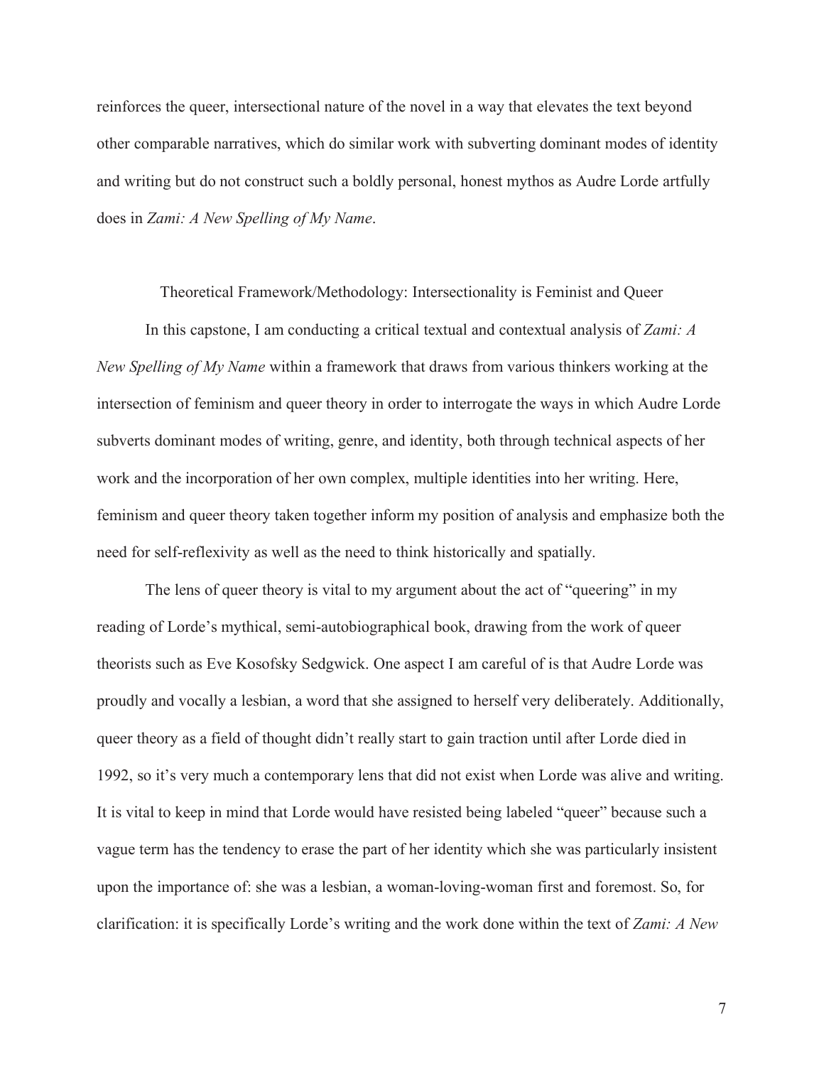reinforces the queer, intersectional nature of the novel in a way that elevates the text beyond other comparable narratives, which do similar work with subverting dominant modes of identity and writing but do not construct such a boldly personal, honest mythos as Audre Lorde artfully does in *Zami: A New Spelling of My Name*.

## Theoretical Framework/Methodology: Intersectionality is Feminist and Queer

In this capstone, I am conducting a critical textual and contextual analysis of *Zami: A New Spelling of My Name* within a framework that draws from various thinkers working at the intersection of feminism and queer theory in order to interrogate the ways in which Audre Lorde subverts dominant modes of writing, genre, and identity, both through technical aspects of her work and the incorporation of her own complex, multiple identities into her writing. Here, feminism and queer theory taken together inform my position of analysis and emphasize both the need for self-reflexivity as well as the need to think historically and spatially.

The lens of queer theory is vital to my argument about the act of "queering" in my reading of Lorde's mythical, semi-autobiographical book, drawing from the work of queer theorists such as Eve Kosofsky Sedgwick. One aspect I am careful of is that Audre Lorde was proudly and vocally a lesbian, a word that she assigned to herself very deliberately. Additionally, queer theory as a field of thought didn't really start to gain traction until after Lorde died in 1992, so it's very much a contemporary lens that did not exist when Lorde was alive and writing. It is vital to keep in mind that Lorde would have resisted being labeled "queer" because such a vague term has the tendency to erase the part of her identity which she was particularly insistent upon the importance of: she was a lesbian, a woman-loving-woman first and foremost. So, for clarification: it is specifically Lorde's writing and the work done within the text of *Zami: A New*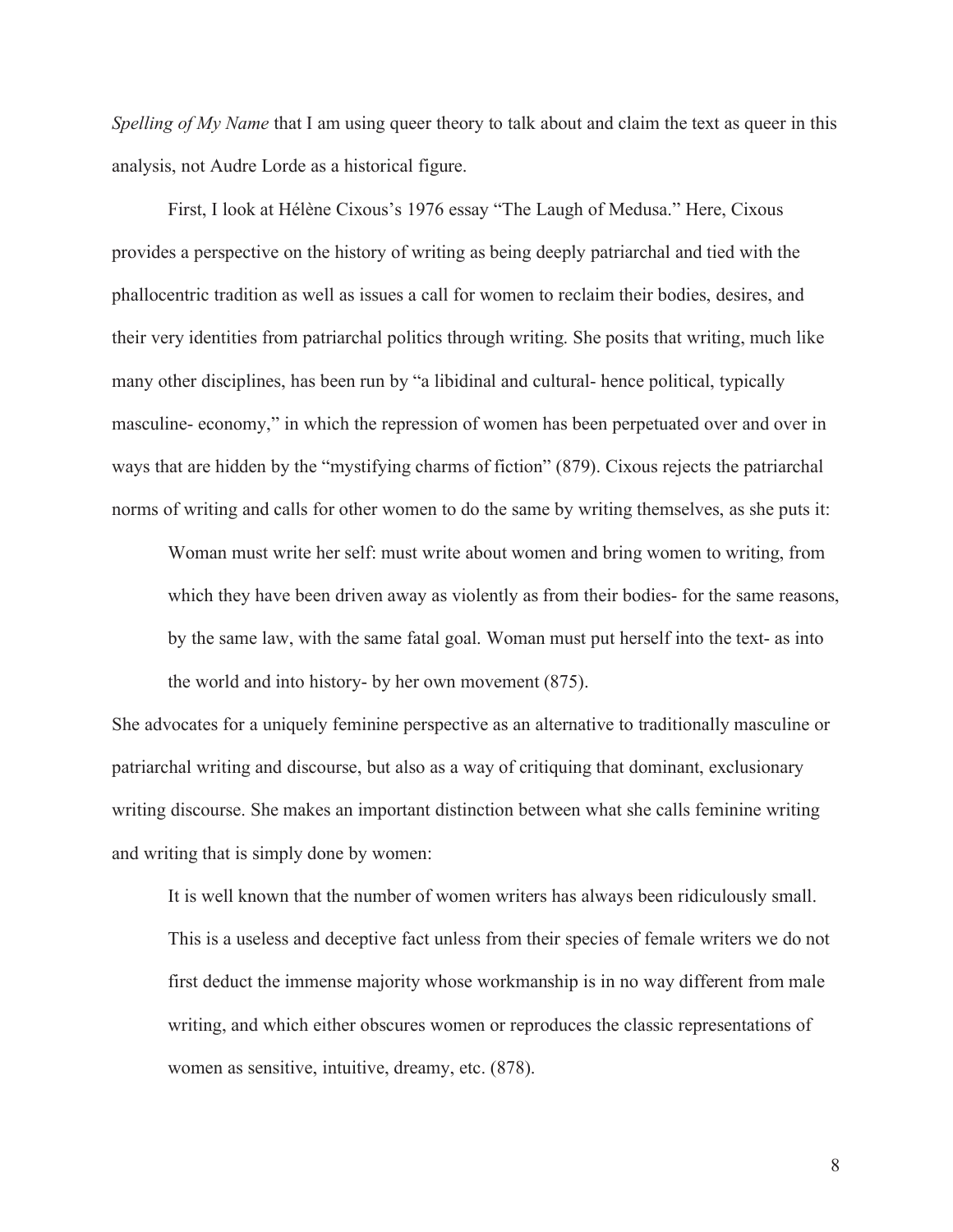*Spelling of My Name* that I am using queer theory to talk about and claim the text as queer in this analysis, not Audre Lorde as a historical figure.

First, I look at Hélène Cixous's 1976 essay "The Laugh of Medusa." Here, Cixous provides a perspective on the history of writing as being deeply patriarchal and tied with the phallocentric tradition as well as issues a call for women to reclaim their bodies, desires, and their very identities from patriarchal politics through writing. She posits that writing, much like many other disciplines, has been run by "a libidinal and cultural- hence political, typically masculine- economy," in which the repression of women has been perpetuated over and over in ways that are hidden by the "mystifying charms of fiction" (879). Cixous rejects the patriarchal norms of writing and calls for other women to do the same by writing themselves, as she puts it:

> Woman must write her self: must write about women and bring women to writing, from which they have been driven away as violently as from their bodies- for the same reasons, by the same law, with the same fatal goal. Woman must put herself into the text- as into the world and into history- by her own movement (875).

She advocates for a uniquely feminine perspective as an alternative to traditionally masculine or patriarchal writing and discourse, but also as a way of critiquing that dominant, exclusionary writing discourse. She makes an important distinction between what she calls feminine writing and writing that is simply done by women:

> It is well known that the number of women writers has always been ridiculously small. This is a useless and deceptive fact unless from their species of female writers we do not first deduct the immense majority whose workmanship is in no way different from male writing, and which either obscures women or reproduces the classic representations of women as sensitive, intuitive, dreamy, etc. (878).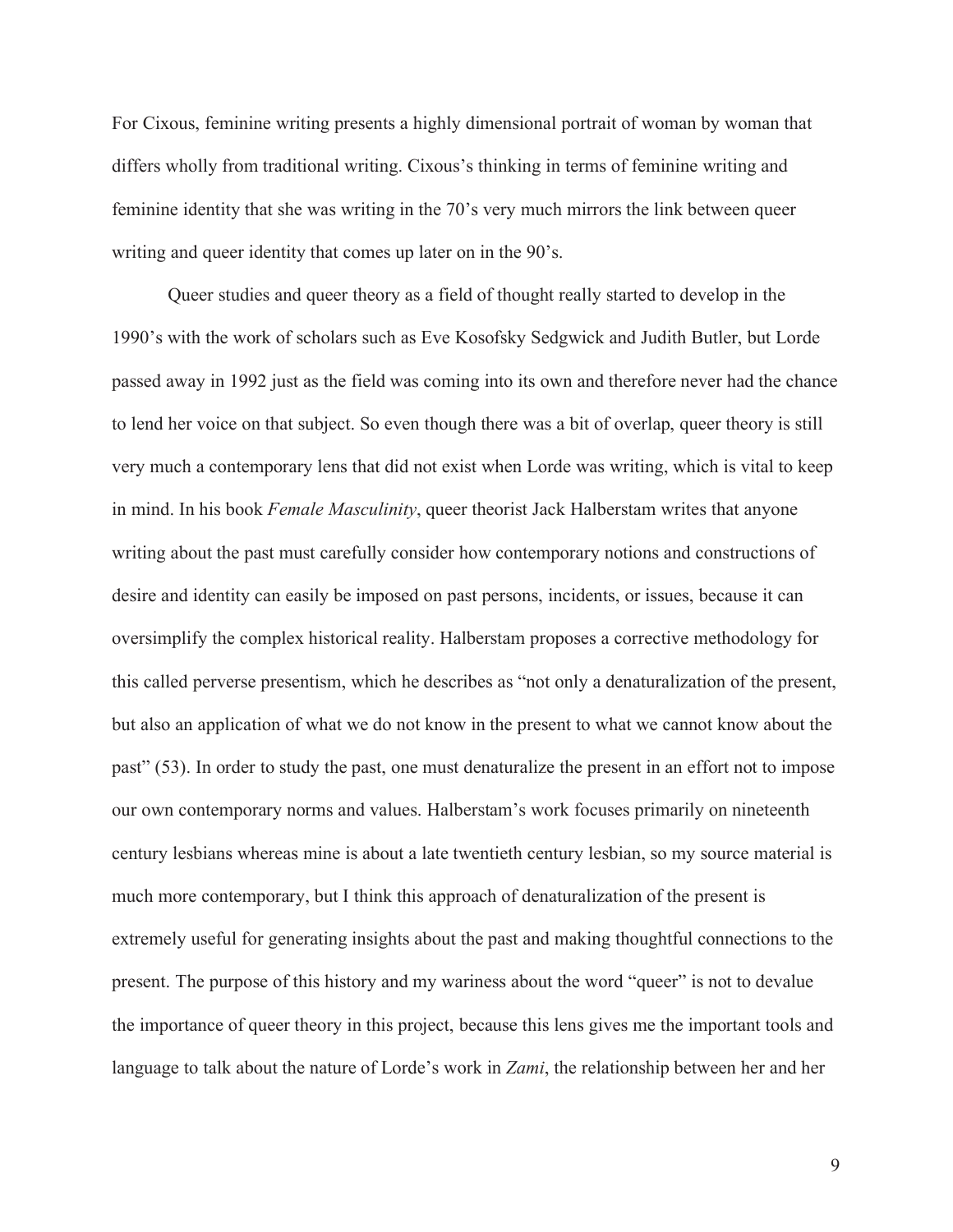For Cixous, feminine writing presents a highly dimensional portrait of woman by woman that differs wholly from traditional writing. Cixous's thinking in terms of feminine writing and feminine identity that she was writing in the 70's very much mirrors the link between queer writing and queer identity that comes up later on in the 90's.

Queer studies and queer theory as a field of thought really started to develop in the 1990's with the work of scholars such as Eve Kosofsky Sedgwick and Judith Butler, but Lorde passed away in 1992 just as the field was coming into its own and therefore never had the chance to lend her voice on that subject. So even though there was a bit of overlap, queer theory is still very much a contemporary lens that did not exist when Lorde was writing, which is vital to keep in mind. In his book *Female Masculinity*, queer theorist Jack Halberstam writes that anyone writing about the past must carefully consider how contemporary notions and constructions of desire and identity can easily be imposed on past persons, incidents, or issues, because it can oversimplify the complex historical reality. Halberstam proposes a corrective methodology for this called perverse presentism, which he describes as "not only a denaturalization of the present, but also an application of what we do not know in the present to what we cannot know about the past" (53). In order to study the past, one must denaturalize the present in an effort not to impose our own contemporary norms and values. Halberstam's work focuses primarily on nineteenth century lesbians whereas mine is about a late twentieth century lesbian, so my source material is much more contemporary, but I think this approach of denaturalization of the present is extremely useful for generating insights about the past and making thoughtful connections to the present. The purpose of this history and my wariness about the word "queer" is not to devalue the importance of queer theory in this project, because this lens gives me the important tools and language to talk about the nature of Lorde's work in *Zami*, the relationship between her and her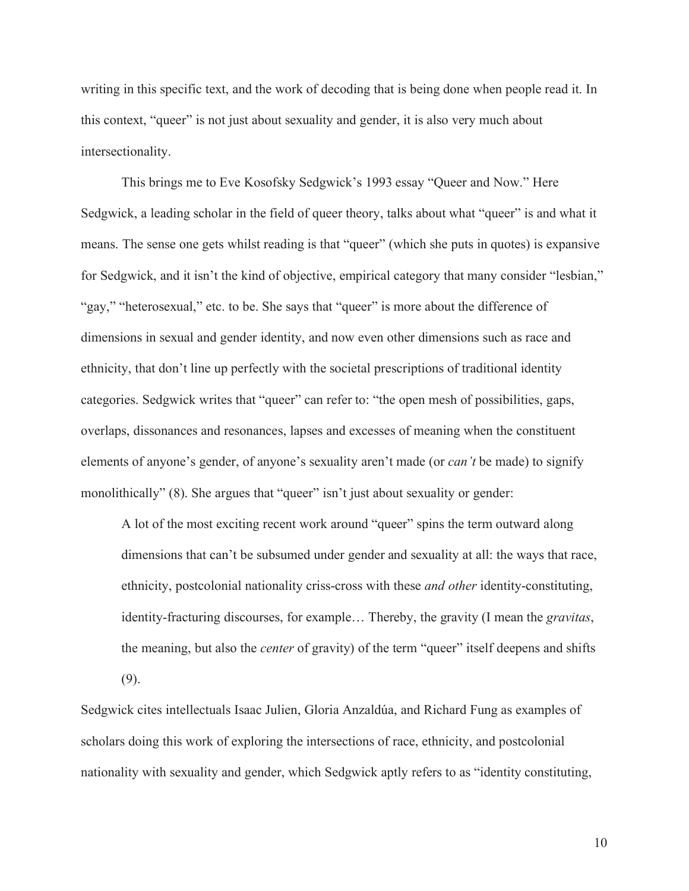writing in this specific text, and the work of decoding that is being done when people read it. In this context, "queer" is not just about sexuality and gender, it is also very much about intersectionality.

This brings me to Eve Kosofsky Sedgwick's 1993 essay "Queer and Now." Here Sedgwick, a leading scholar in the field of queer theory, talks about what "queer" is and what it means. The sense one gets whilst reading is that "queer" (which she puts in quotes) is expansive for Sedgwick, and it isn't the kind of objective, empirical category that many consider "lesbian," "gay," "heterosexual," etc. to be. She says that "queer" is more about the difference of dimensions in sexual and gender identity, and now even other dimensions such as race and ethnicity, that don't line up perfectly with the societal prescriptions of traditional identity categories. Sedgwick writes that "queer" can refer to: "the open mesh of possibilities, gaps, overlaps, dissonances and resonances, lapses and excesses of meaning when the constituent elements of anyone's gender, of anyone's sexuality aren't made (or *can't* be made) to signify monolithically" (8). She argues that "queer" isn't just about sexuality or gender:

> A lot of the most exciting recent work around "queer" spins the term outward along dimensions that can't be subsumed under gender and sexuality at all: the ways that race, ethnicity, postcolonial nationality criss-cross with these *and other* identity-constituting, identity-fracturing discourses, for example… Thereby, the gravity (I mean the *gravitas*, the meaning, but also the *center* of gravity) of the term "queer" itself deepens and shifts (9).

Sedgwick cites intellectuals Isaac Julien, Gloria Anzaldúa, and Richard Fung as examples of scholars doing this work of exploring the intersections of race, ethnicity, and postcolonial nationality with sexuality and gender, which Sedgwick aptly refers to as "identity constituting,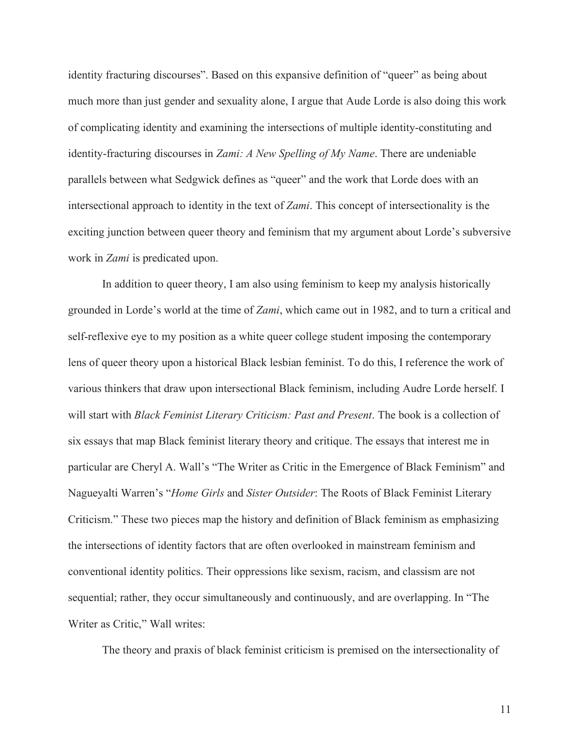identity fracturing discourses". Based on this expansive definition of "queer" as being about much more than just gender and sexuality alone, I argue that Aude Lorde is also doing this work of complicating identity and examining the intersections of multiple identity-constituting and identity-fracturing discourses in *Zami: A New Spelling of My Name*. There are undeniable parallels between what Sedgwick defines as "queer" and the work that Lorde does with an intersectional approach to identity in the text of *Zami*. This concept of intersectionality is the exciting junction between queer theory and feminism that my argument about Lorde's subversive work in *Zami* is predicated upon.

In addition to queer theory, I am also using feminism to keep my analysis historically grounded in Lorde's world at the time of *Zami*, which came out in 1982, and to turn a critical and self-reflexive eye to my position as a white queer college student imposing the contemporary lens of queer theory upon a historical Black lesbian feminist. To do this, I reference the work of various thinkers that draw upon intersectional Black feminism, including Audre Lorde herself. I will start with *Black Feminist Literary Criticism: Past and Present*. The book is a collection of six essays that map Black feminist literary theory and critique. The essays that interest me in particular are Cheryl A. Wall's "The Writer as Critic in the Emergence of Black Feminism" and Nagueyalti Warren's "*Home Girls* and *Sister Outsider*: The Roots of Black Feminist Literary Criticism." These two pieces map the history and definition of Black feminism as emphasizing the intersections of identity factors that are often overlooked in mainstream feminism and conventional identity politics. Their oppressions like sexism, racism, and classism are not sequential; rather, they occur simultaneously and continuously, and are overlapping. In "The Writer as Critic," Wall writes:

The theory and praxis of black feminist criticism is premised on the intersectionality of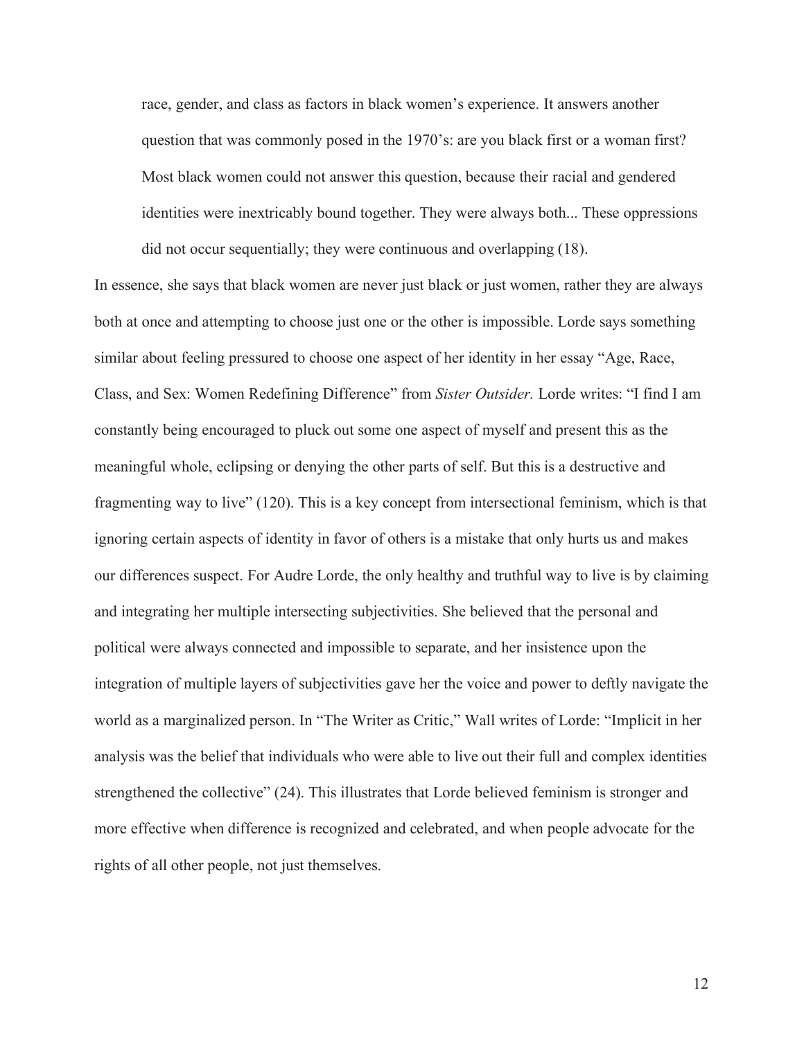> race, gender, and class as factors in black women's experience. It answers another question that was commonly posed in the 1970's: are you black first or a woman first? Most black women could not answer this question, because their racial and gendered identities were inextricably bound together. They were always both... These oppressions did not occur sequentially; they were continuous and overlapping (18).

In essence, she says that black women are never just black or just women, rather they are always both at once and attempting to choose just one or the other is impossible. Lorde says something similar about feeling pressured to choose one aspect of her identity in her essay "Age, Race, Class, and Sex: Women Redefining Difference" from *Sister Outsider.* Lorde writes: "I find I am constantly being encouraged to pluck out some one aspect of myself and present this as the meaningful whole, eclipsing or denying the other parts of self. But this is a destructive and fragmenting way to live" (120). This is a key concept from intersectional feminism, which is that ignoring certain aspects of identity in favor of others is a mistake that only hurts us and makes our differences suspect. For Audre Lorde, the only healthy and truthful way to live is by claiming and integrating her multiple intersecting subjectivities. She believed that the personal and political were always connected and impossible to separate, and her insistence upon the integration of multiple layers of subjectivities gave her the voice and power to deftly navigate the world as a marginalized person. In "The Writer as Critic," Wall writes of Lorde: "Implicit in her analysis was the belief that individuals who were able to live out their full and complex identities strengthened the collective" (24). This illustrates that Lorde believed feminism is stronger and more effective when difference is recognized and celebrated, and when people advocate for the rights of all other people, not just themselves.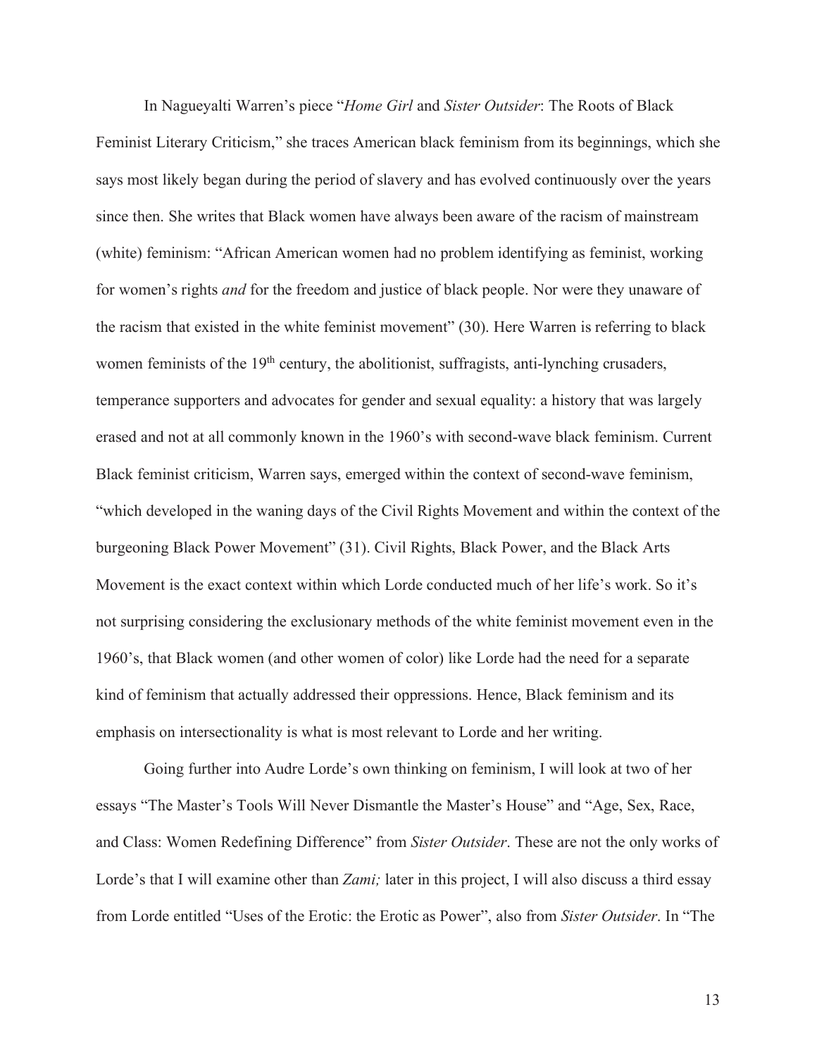In Nagueyalti Warren's piece "*Home Girl* and *Sister Outsider*: The Roots of Black Feminist Literary Criticism," she traces American black feminism from its beginnings, which she says most likely began during the period of slavery and has evolved continuously over the years since then. She writes that Black women have always been aware of the racism of mainstream (white) feminism: "African American women had no problem identifying as feminist, working for women's rights *and* for the freedom and justice of black people. Nor were they unaware of the racism that existed in the white feminist movement" (30). Here Warren is referring to black women feminists of the 19th century, the abolitionist, suffragists, anti-lynching crusaders, temperance supporters and advocates for gender and sexual equality: a history that was largely erased and not at all commonly known in the 1960's with second-wave black feminism. Current Black feminist criticism, Warren says, emerged within the context of second-wave feminism, "which developed in the waning days of the Civil Rights Movement and within the context of the burgeoning Black Power Movement" (31). Civil Rights, Black Power, and the Black Arts Movement is the exact context within which Lorde conducted much of her life's work. So it's not surprising considering the exclusionary methods of the white feminist movement even in the 1960's, that Black women (and other women of color) like Lorde had the need for a separate kind of feminism that actually addressed their oppressions. Hence, Black feminism and its emphasis on intersectionality is what is most relevant to Lorde and her writing.

Going further into Audre Lorde's own thinking on feminism, I will look at two of her essays "The Master's Tools Will Never Dismantle the Master's House" and "Age, Sex, Race, and Class: Women Redefining Difference" from *Sister Outsider*. These are not the only works of Lorde's that I will examine other than *Zami;* later in this project, I will also discuss a third essay from Lorde entitled "Uses of the Erotic: the Erotic as Power", also from *Sister Outsider*. In "The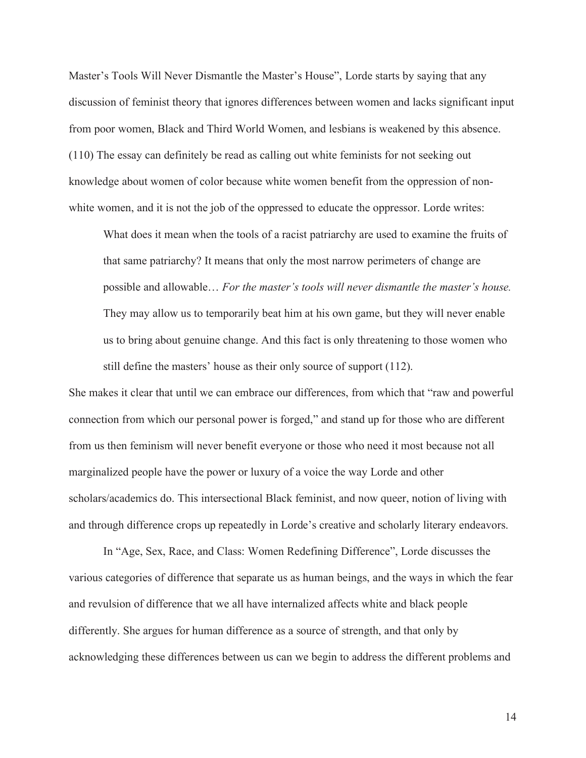Master's Tools Will Never Dismantle the Master's House", Lorde starts by saying that any discussion of feminist theory that ignores differences between women and lacks significant input from poor women, Black and Third World Women, and lesbians is weakened by this absence. (110) The essay can definitely be read as calling out white feminists for not seeking out knowledge about women of color because white women benefit from the oppression of non-white women, and it is not the job of the oppressed to educate the oppressor. Lorde writes:

> What does it mean when the tools of a racist patriarchy are used to examine the fruits of that same patriarchy? It means that only the most narrow perimeters of change are possible and allowable… *For the master's tools will never dismantle the master's house.* They may allow us to temporarily beat him at his own game, but they will never enable us to bring about genuine change. And this fact is only threatening to those women who still define the masters' house as their only source of support (112).

She makes it clear that until we can embrace our differences, from which that "raw and powerful connection from which our personal power is forged," and stand up for those who are different from us then feminism will never benefit everyone or those who need it most because not all marginalized people have the power or luxury of a voice the way Lorde and other scholars/academics do. This intersectional Black feminist, and now queer, notion of living with and through difference crops up repeatedly in Lorde's creative and scholarly literary endeavors.

In "Age, Sex, Race, and Class: Women Redefining Difference", Lorde discusses the various categories of difference that separate us as human beings, and the ways in which the fear and revulsion of difference that we all have internalized affects white and black people differently. She argues for human difference as a source of strength, and that only by acknowledging these differences between us can we begin to address the different problems and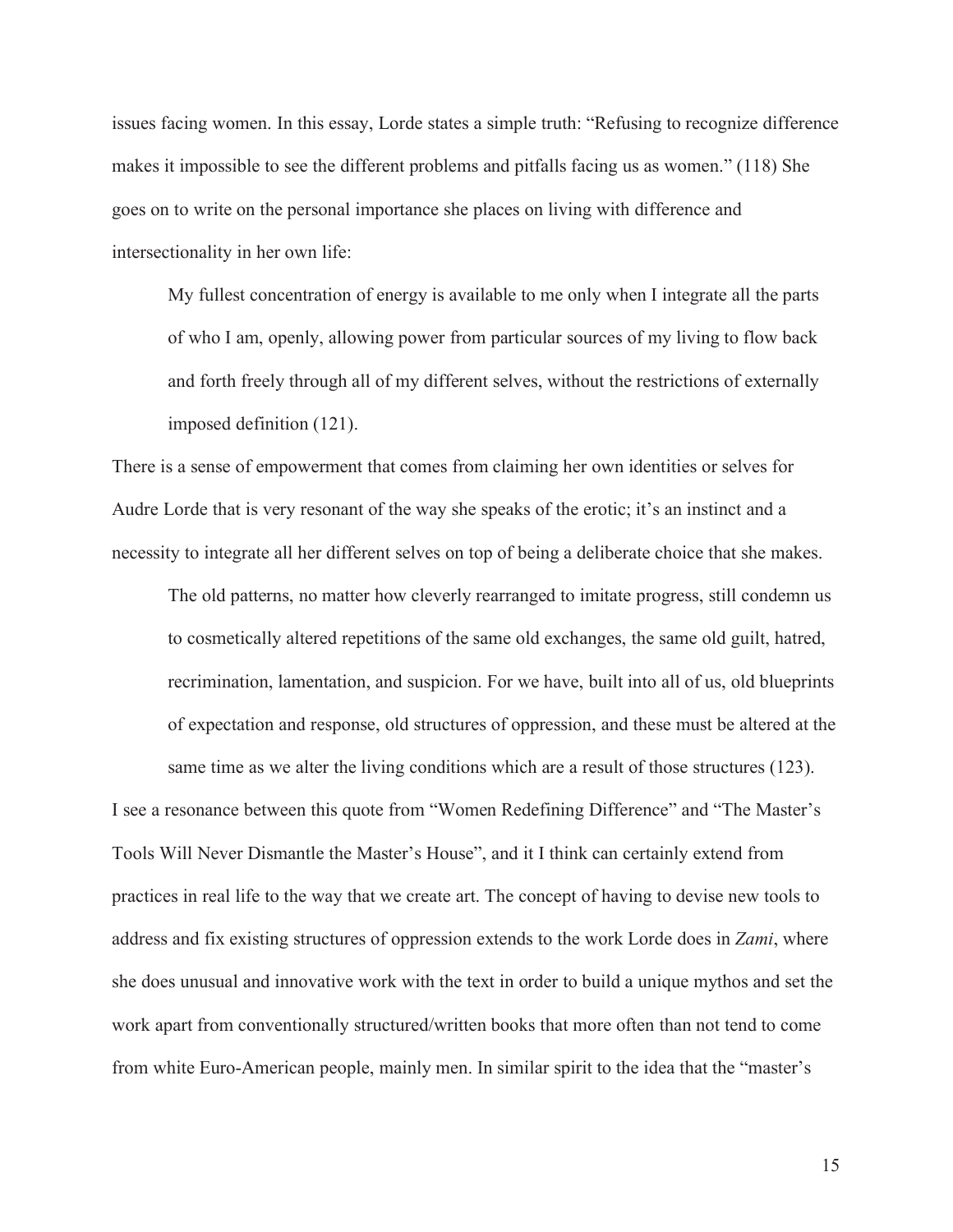issues facing women. In this essay, Lorde states a simple truth: "Refusing to recognize difference makes it impossible to see the different problems and pitfalls facing us as women." (118) She goes on to write on the personal importance she places on living with difference and intersectionality in her own life:

> My fullest concentration of energy is available to me only when I integrate all the parts of who I am, openly, allowing power from particular sources of my living to flow back and forth freely through all of my different selves, without the restrictions of externally imposed definition (121).

There is a sense of empowerment that comes from claiming her own identities or selves for Audre Lorde that is very resonant of the way she speaks of the erotic; it's an instinct and a necessity to integrate all her different selves on top of being a deliberate choice that she makes.

> The old patterns, no matter how cleverly rearranged to imitate progress, still condemn us to cosmetically altered repetitions of the same old exchanges, the same old guilt, hatred, recrimination, lamentation, and suspicion. For we have, built into all of us, old blueprints of expectation and response, old structures of oppression, and these must be altered at the same time as we alter the living conditions which are a result of those structures (123).

I see a resonance between this quote from "Women Redefining Difference" and "The Master's Tools Will Never Dismantle the Master's House", and it I think can certainly extend from practices in real life to the way that we create art. The concept of having to devise new tools to address and fix existing structures of oppression extends to the work Lorde does in *Zami*, where she does unusual and innovative work with the text in order to build a unique mythos and set the work apart from conventionally structured/written books that more often than not tend to come from white Euro-American people, mainly men. In similar spirit to the idea that the "master's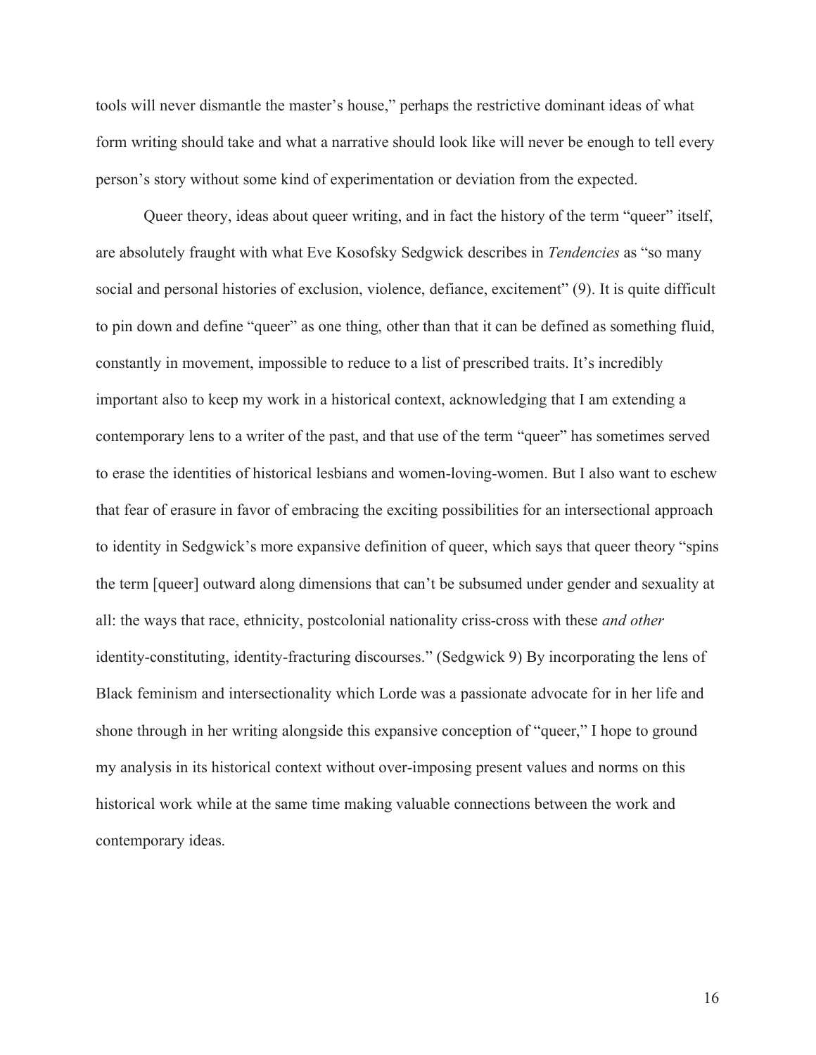tools will never dismantle the master's house," perhaps the restrictive dominant ideas of what form writing should take and what a narrative should look like will never be enough to tell every person's story without some kind of experimentation or deviation from the expected.

Queer theory, ideas about queer writing, and in fact the history of the term "queer" itself, are absolutely fraught with what Eve Kosofsky Sedgwick describes in *Tendencies* as "so many social and personal histories of exclusion, violence, defiance, excitement" (9). It is quite difficult to pin down and define "queer" as one thing, other than that it can be defined as something fluid, constantly in movement, impossible to reduce to a list of prescribed traits. It's incredibly important also to keep my work in a historical context, acknowledging that I am extending a contemporary lens to a writer of the past, and that use of the term "queer" has sometimes served to erase the identities of historical lesbians and women-loving-women. But I also want to eschew that fear of erasure in favor of embracing the exciting possibilities for an intersectional approach to identity in Sedgwick's more expansive definition of queer, which says that queer theory "spins the term [queer] outward along dimensions that can't be subsumed under gender and sexuality at all: the ways that race, ethnicity, postcolonial nationality criss-cross with these *and other* identity-constituting, identity-fracturing discourses." (Sedgwick 9) By incorporating the lens of Black feminism and intersectionality which Lorde was a passionate advocate for in her life and shone through in her writing alongside this expansive conception of "queer," I hope to ground my analysis in its historical context without over-imposing present values and norms on this historical work while at the same time making valuable connections between the work and contemporary ideas.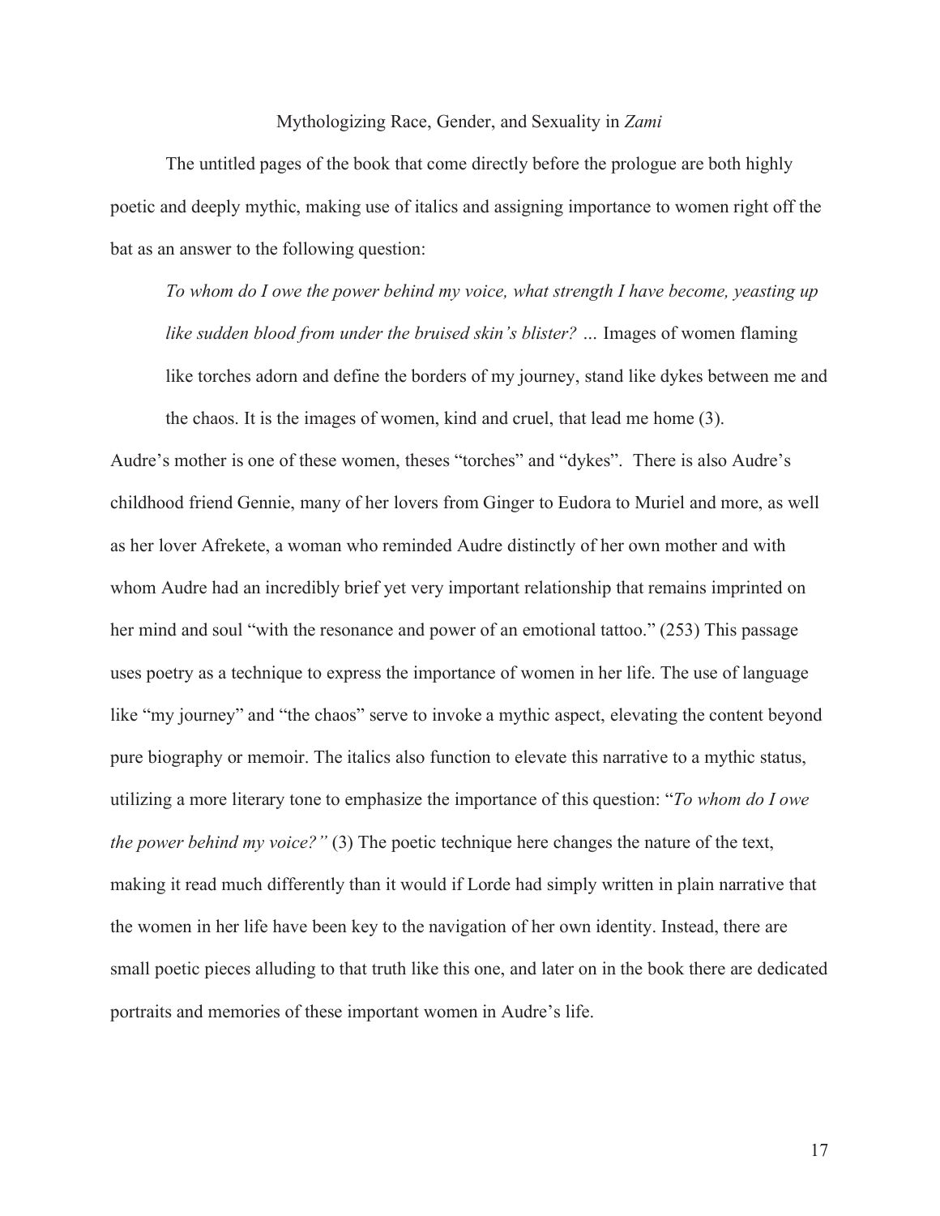Mythologizing Race, Gender, and Sexuality in *Zami*

The untitled pages of the book that come directly before the prologue are both highly poetic and deeply mythic, making use of italics and assigning importance to women right off the bat as an answer to the following question:

> *To whom do I owe the power behind my voice, what strength I have become, yeasting up like sudden blood from under the bruised skin's blister?* … Images of women flaming like torches adorn and define the borders of my journey, stand like dykes between me and the chaos. It is the images of women, kind and cruel, that lead me home (3).

Audre's mother is one of these women, theses "torches" and "dykes". There is also Audre's childhood friend Gennie, many of her lovers from Ginger to Eudora to Muriel and more, as well as her lover Afrekete, a woman who reminded Audre distinctly of her own mother and with whom Audre had an incredibly brief yet very important relationship that remains imprinted on her mind and soul "with the resonance and power of an emotional tattoo." (253) This passage uses poetry as a technique to express the importance of women in her life. The use of language like "my journey" and "the chaos" serve to invoke a mythic aspect, elevating the content beyond pure biography or memoir. The italics also function to elevate this narrative to a mythic status, utilizing a more literary tone to emphasize the importance of this question: "*To whom do I owe the power behind my voice?"* (3) The poetic technique here changes the nature of the text, making it read much differently than it would if Lorde had simply written in plain narrative that the women in her life have been key to the navigation of her own identity. Instead, there are small poetic pieces alluding to that truth like this one, and later on in the book there are dedicated portraits and memories of these important women in Audre's life.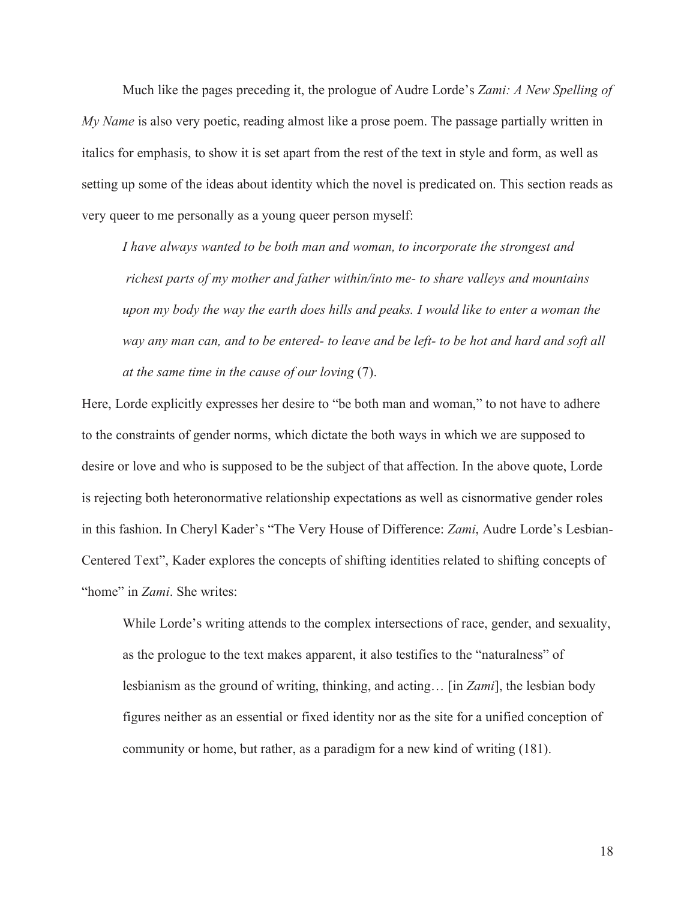Much like the pages preceding it, the prologue of Audre Lorde's *Zami: A New Spelling of My Name* is also very poetic, reading almost like a prose poem. The passage partially written in italics for emphasis, to show it is set apart from the rest of the text in style and form, as well as setting up some of the ideas about identity which the novel is predicated on. This section reads as very queer to me personally as a young queer person myself:

> *I have always wanted to be both man and woman, to incorporate the strongest and richest parts of my mother and father within/into me- to share valleys and mountains upon my body the way the earth does hills and peaks. I would like to enter a woman the way any man can, and to be entered- to leave and be left- to be hot and hard and soft all at the same time in the cause of our loving* (7).

Here, Lorde explicitly expresses her desire to "be both man and woman," to not have to adhere to the constraints of gender norms, which dictate the both ways in which we are supposed to desire or love and who is supposed to be the subject of that affection. In the above quote, Lorde is rejecting both heteronormative relationship expectations as well as cisnormative gender roles in this fashion. In Cheryl Kader's "The Very House of Difference: *Zami*, Audre Lorde's Lesbian-Centered Text", Kader explores the concepts of shifting identities related to shifting concepts of "home" in *Zami*. She writes:

> While Lorde's writing attends to the complex intersections of race, gender, and sexuality, as the prologue to the text makes apparent, it also testifies to the "naturalness" of lesbianism as the ground of writing, thinking, and acting… [in *Zami*], the lesbian body figures neither as an essential or fixed identity nor as the site for a unified conception of community or home, but rather, as a paradigm for a new kind of writing (181).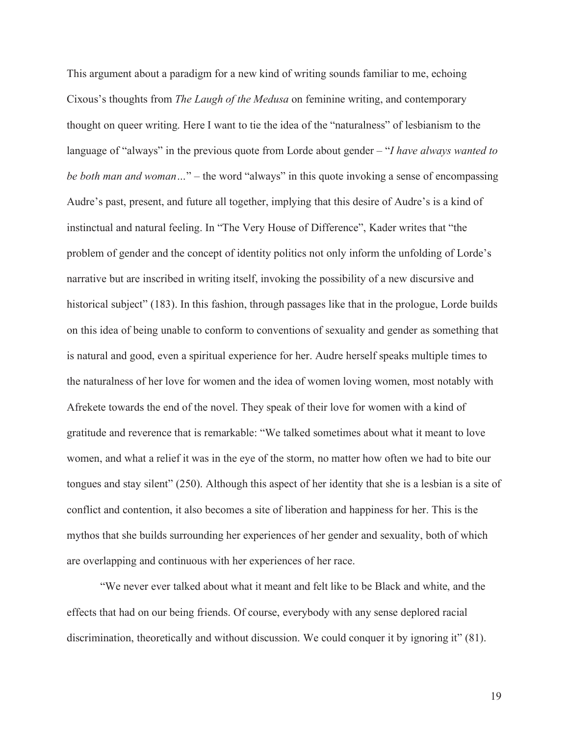This argument about a paradigm for a new kind of writing sounds familiar to me, echoing Cixous's thoughts from *The Laugh of the Medusa* on feminine writing, and contemporary thought on queer writing. Here I want to tie the idea of the "naturalness" of lesbianism to the language of "always" in the previous quote from Lorde about gender – "*I have always wanted to be both man and woman…*" – the word "always" in this quote invoking a sense of encompassing Audre's past, present, and future all together, implying that this desire of Audre's is a kind of instinctual and natural feeling. In "The Very House of Difference", Kader writes that "the problem of gender and the concept of identity politics not only inform the unfolding of Lorde's narrative but are inscribed in writing itself, invoking the possibility of a new discursive and historical subject" (183). In this fashion, through passages like that in the prologue, Lorde builds on this idea of being unable to conform to conventions of sexuality and gender as something that is natural and good, even a spiritual experience for her. Audre herself speaks multiple times to the naturalness of her love for women and the idea of women loving women, most notably with Afrekete towards the end of the novel. They speak of their love for women with a kind of gratitude and reverence that is remarkable: "We talked sometimes about what it meant to love women, and what a relief it was in the eye of the storm, no matter how often we had to bite our tongues and stay silent" (250). Although this aspect of her identity that she is a lesbian is a site of conflict and contention, it also becomes a site of liberation and happiness for her. This is the mythos that she builds surrounding her experiences of her gender and sexuality, both of which are overlapping and continuous with her experiences of her race.

"We never ever talked about what it meant and felt like to be Black and white, and the effects that had on our being friends. Of course, everybody with any sense deplored racial discrimination, theoretically and without discussion. We could conquer it by ignoring it" (81).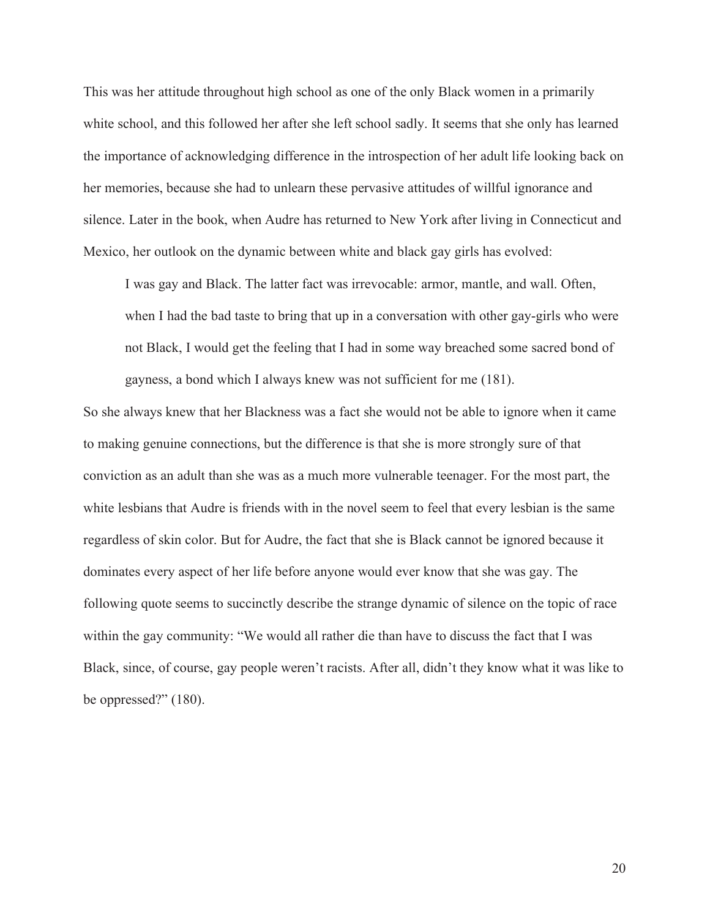This was her attitude throughout high school as one of the only Black women in a primarily white school, and this followed her after she left school sadly. It seems that she only has learned the importance of acknowledging difference in the introspection of her adult life looking back on her memories, because she had to unlearn these pervasive attitudes of willful ignorance and silence. Later in the book, when Audre has returned to New York after living in Connecticut and Mexico, her outlook on the dynamic between white and black gay girls has evolved:

> I was gay and Black. The latter fact was irrevocable: armor, mantle, and wall. Often, when I had the bad taste to bring that up in a conversation with other gay-girls who were not Black, I would get the feeling that I had in some way breached some sacred bond of gayness, a bond which I always knew was not sufficient for me (181).

So she always knew that her Blackness was a fact she would not be able to ignore when it came to making genuine connections, but the difference is that she is more strongly sure of that conviction as an adult than she was as a much more vulnerable teenager. For the most part, the white lesbians that Audre is friends with in the novel seem to feel that every lesbian is the same regardless of skin color. But for Audre, the fact that she is Black cannot be ignored because it dominates every aspect of her life before anyone would ever know that she was gay. The following quote seems to succinctly describe the strange dynamic of silence on the topic of race within the gay community: "We would all rather die than have to discuss the fact that I was Black, since, of course, gay people weren't racists. After all, didn't they know what it was like to be oppressed?" (180).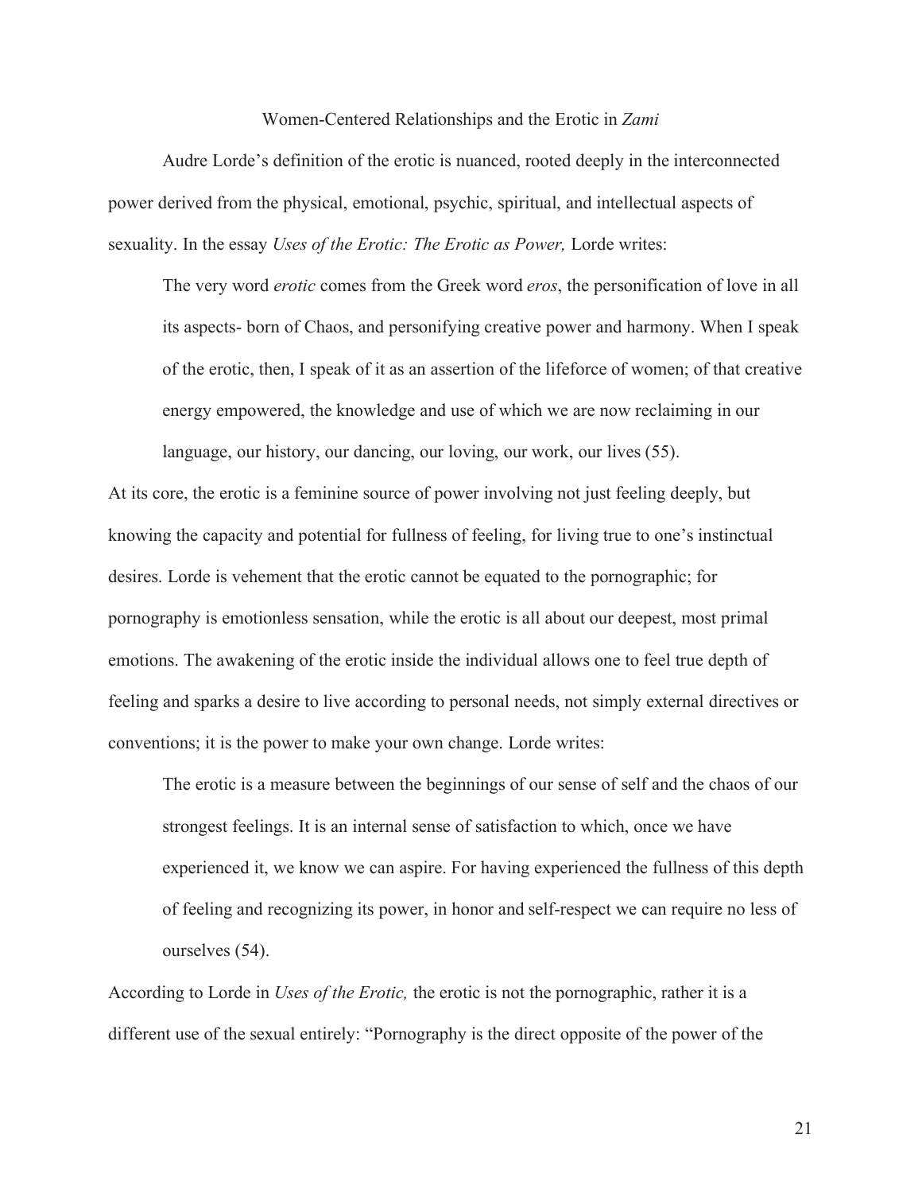Women-Centered Relationships and the Erotic in *Zami*

Audre Lorde's definition of the erotic is nuanced, rooted deeply in the interconnected power derived from the physical, emotional, psychic, spiritual, and intellectual aspects of sexuality. In the essay *Uses of the Erotic: The Erotic as Power,* Lorde writes:

> The very word *erotic* comes from the Greek word *eros*, the personification of love in all its aspects- born of Chaos, and personifying creative power and harmony. When I speak of the erotic, then, I speak of it as an assertion of the lifeforce of women; of that creative energy empowered, the knowledge and use of which we are now reclaiming in our language, our history, our dancing, our loving, our work, our lives (55).

At its core, the erotic is a feminine source of power involving not just feeling deeply, but knowing the capacity and potential for fullness of feeling, for living true to one's instinctual desires. Lorde is vehement that the erotic cannot be equated to the pornographic; for pornography is emotionless sensation, while the erotic is all about our deepest, most primal emotions. The awakening of the erotic inside the individual allows one to feel true depth of feeling and sparks a desire to live according to personal needs, not simply external directives or conventions; it is the power to make your own change. Lorde writes:

> The erotic is a measure between the beginnings of our sense of self and the chaos of our strongest feelings. It is an internal sense of satisfaction to which, once we have experienced it, we know we can aspire. For having experienced the fullness of this depth of feeling and recognizing its power, in honor and self-respect we can require no less of ourselves (54).

According to Lorde in *Uses of the Erotic,* the erotic is not the pornographic, rather it is a different use of the sexual entirely: "Pornography is the direct opposite of the power of the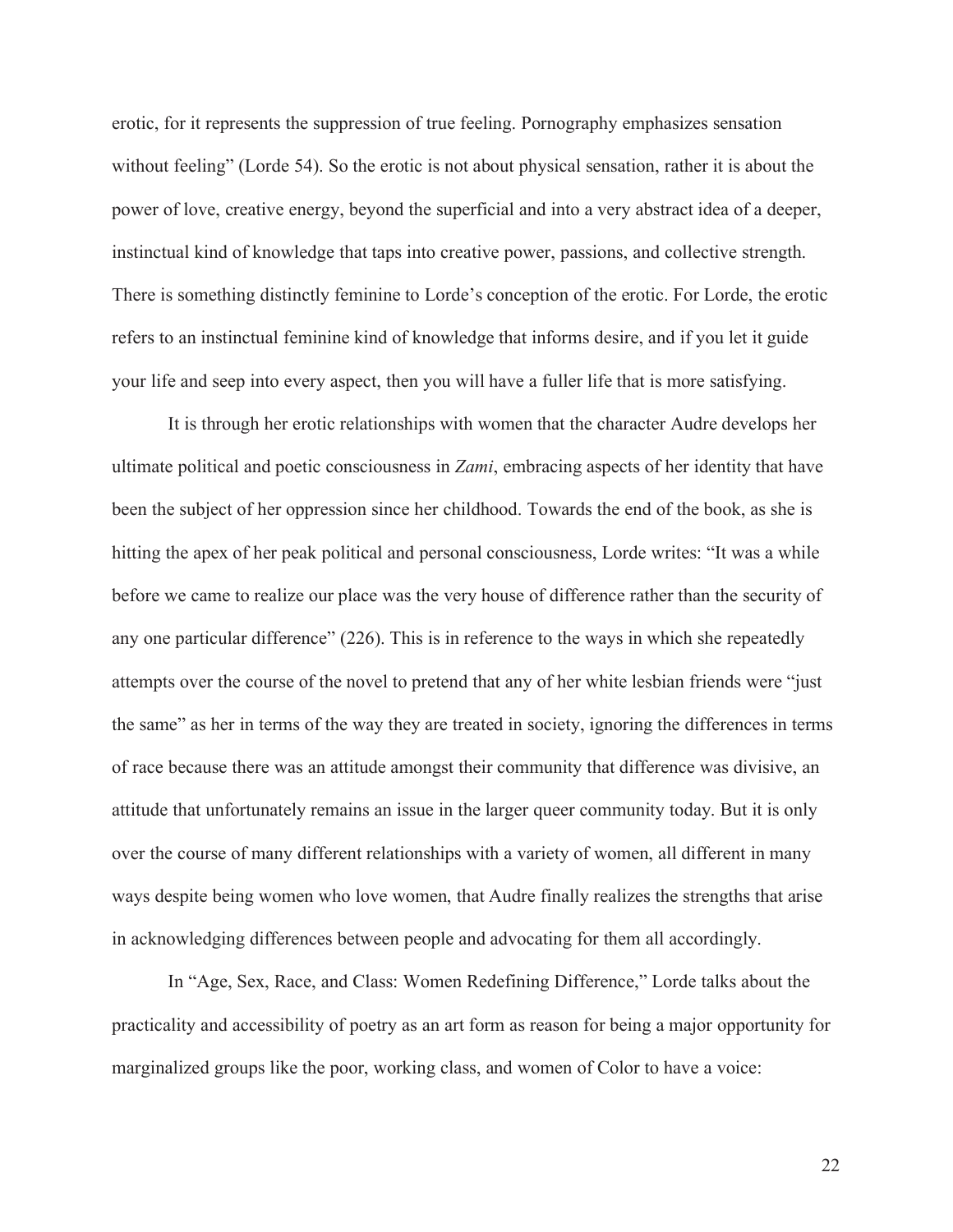erotic, for it represents the suppression of true feeling. Pornography emphasizes sensation without feeling" (Lorde 54). So the erotic is not about physical sensation, rather it is about the power of love, creative energy, beyond the superficial and into a very abstract idea of a deeper, instinctual kind of knowledge that taps into creative power, passions, and collective strength. There is something distinctly feminine to Lorde's conception of the erotic. For Lorde, the erotic refers to an instinctual feminine kind of knowledge that informs desire, and if you let it guide your life and seep into every aspect, then you will have a fuller life that is more satisfying.

It is through her erotic relationships with women that the character Audre develops her ultimate political and poetic consciousness in *Zami*, embracing aspects of her identity that have been the subject of her oppression since her childhood. Towards the end of the book, as she is hitting the apex of her peak political and personal consciousness, Lorde writes: "It was a while before we came to realize our place was the very house of difference rather than the security of any one particular difference" (226). This is in reference to the ways in which she repeatedly attempts over the course of the novel to pretend that any of her white lesbian friends were "just the same" as her in terms of the way they are treated in society, ignoring the differences in terms of race because there was an attitude amongst their community that difference was divisive, an attitude that unfortunately remains an issue in the larger queer community today. But it is only over the course of many different relationships with a variety of women, all different in many ways despite being women who love women, that Audre finally realizes the strengths that arise in acknowledging differences between people and advocating for them all accordingly.

In "Age, Sex, Race, and Class: Women Redefining Difference," Lorde talks about the practicality and accessibility of poetry as an art form as reason for being a major opportunity for marginalized groups like the poor, working class, and women of Color to have a voice: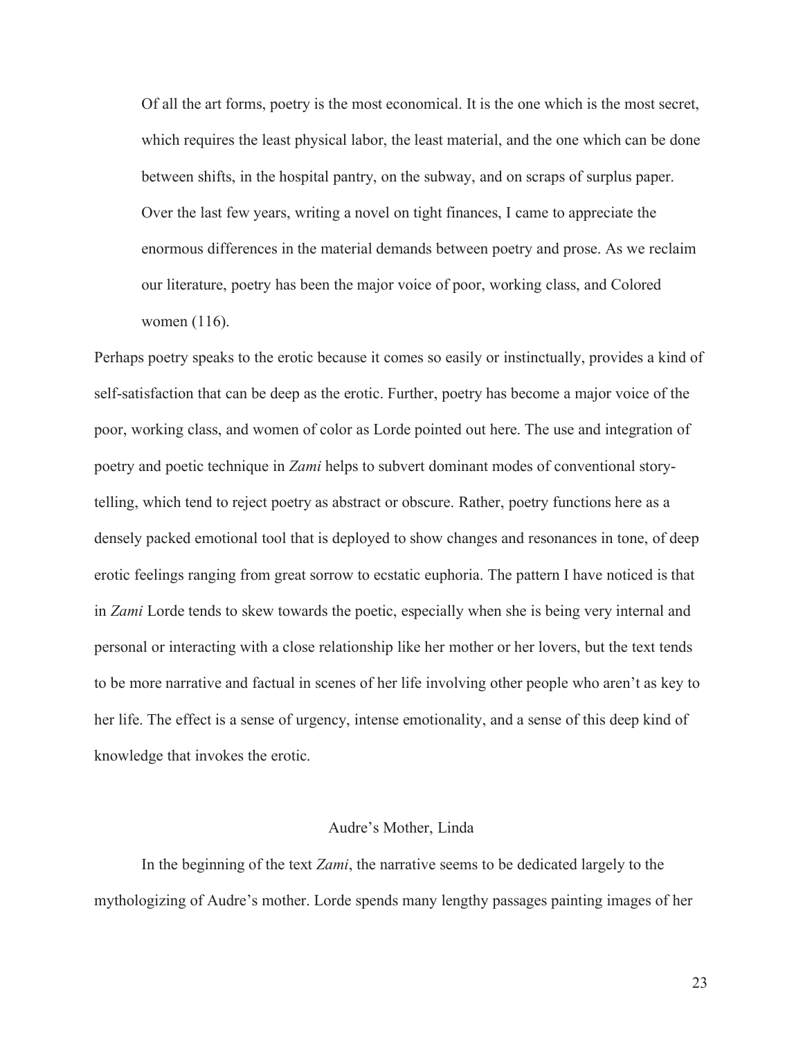> Of all the art forms, poetry is the most economical. It is the one which is the most secret, which requires the least physical labor, the least material, and the one which can be done between shifts, in the hospital pantry, on the subway, and on scraps of surplus paper. Over the last few years, writing a novel on tight finances, I came to appreciate the enormous differences in the material demands between poetry and prose. As we reclaim our literature, poetry has been the major voice of poor, working class, and Colored women (116).

Perhaps poetry speaks to the erotic because it comes so easily or instinctually, provides a kind of self-satisfaction that can be deep as the erotic. Further, poetry has become a major voice of the poor, working class, and women of color as Lorde pointed out here. The use and integration of poetry and poetic technique in *Zami* helps to subvert dominant modes of conventional story-telling, which tend to reject poetry as abstract or obscure. Rather, poetry functions here as a densely packed emotional tool that is deployed to show changes and resonances in tone, of deep erotic feelings ranging from great sorrow to ecstatic euphoria. The pattern I have noticed is that in *Zami* Lorde tends to skew towards the poetic, especially when she is being very internal and personal or interacting with a close relationship like her mother or her lovers, but the text tends to be more narrative and factual in scenes of her life involving other people who aren't as key to her life. The effect is a sense of urgency, intense emotionality, and a sense of this deep kind of knowledge that invokes the erotic.

## Audre's Mother, Linda

In the beginning of the text *Zami*, the narrative seems to be dedicated largely to the mythologizing of Audre's mother. Lorde spends many lengthy passages painting images of her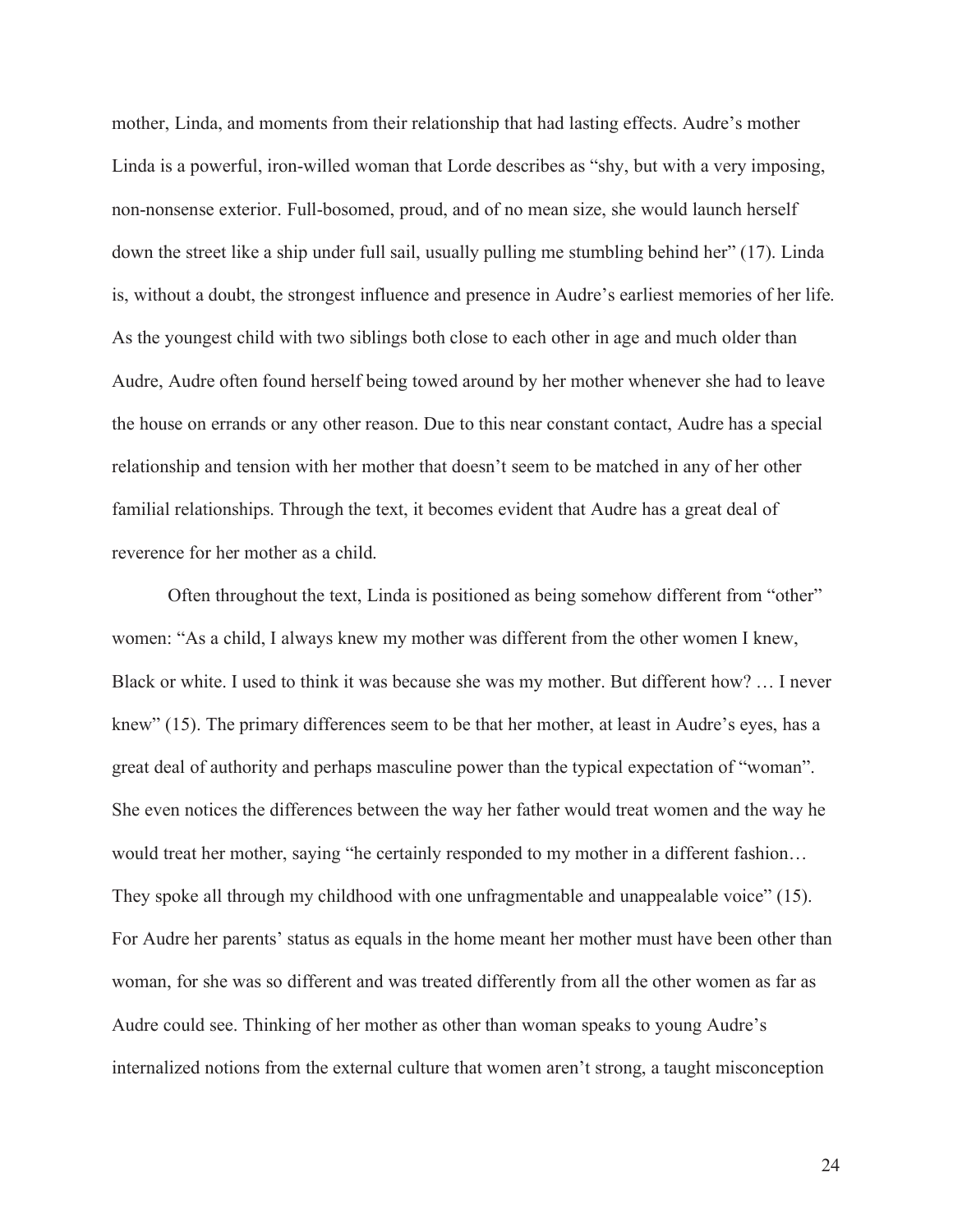mother, Linda, and moments from their relationship that had lasting effects. Audre's mother Linda is a powerful, iron-willed woman that Lorde describes as "shy, but with a very imposing, non-nonsense exterior. Full-bosomed, proud, and of no mean size, she would launch herself down the street like a ship under full sail, usually pulling me stumbling behind her" (17). Linda is, without a doubt, the strongest influence and presence in Audre's earliest memories of her life. As the youngest child with two siblings both close to each other in age and much older than Audre, Audre often found herself being towed around by her mother whenever she had to leave the house on errands or any other reason. Due to this near constant contact, Audre has a special relationship and tension with her mother that doesn't seem to be matched in any of her other familial relationships. Through the text, it becomes evident that Audre has a great deal of reverence for her mother as a child.

Often throughout the text, Linda is positioned as being somehow different from "other" women: "As a child, I always knew my mother was different from the other women I knew, Black or white. I used to think it was because she was my mother. But different how? … I never knew" (15). The primary differences seem to be that her mother, at least in Audre's eyes, has a great deal of authority and perhaps masculine power than the typical expectation of "woman". She even notices the differences between the way her father would treat women and the way he would treat her mother, saying "he certainly responded to my mother in a different fashion… They spoke all through my childhood with one unfragmentable and unappealable voice" (15). For Audre her parents' status as equals in the home meant her mother must have been other than woman, for she was so different and was treated differently from all the other women as far as Audre could see. Thinking of her mother as other than woman speaks to young Audre's internalized notions from the external culture that women aren't strong, a taught misconception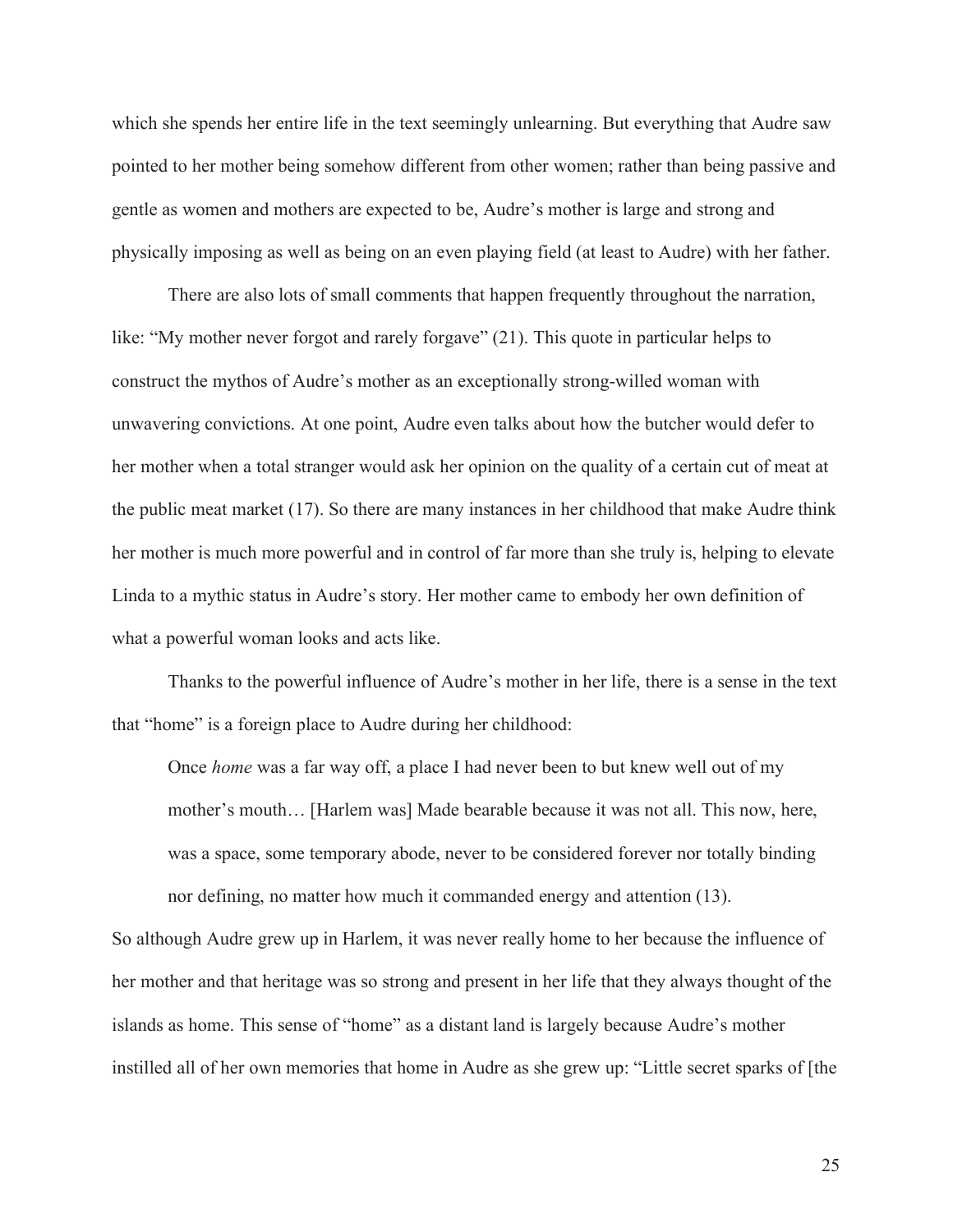which she spends her entire life in the text seemingly unlearning. But everything that Audre saw pointed to her mother being somehow different from other women; rather than being passive and gentle as women and mothers are expected to be, Audre's mother is large and strong and physically imposing as well as being on an even playing field (at least to Audre) with her father.

There are also lots of small comments that happen frequently throughout the narration, like: "My mother never forgot and rarely forgave" (21). This quote in particular helps to construct the mythos of Audre's mother as an exceptionally strong-willed woman with unwavering convictions. At one point, Audre even talks about how the butcher would defer to her mother when a total stranger would ask her opinion on the quality of a certain cut of meat at the public meat market (17). So there are many instances in her childhood that make Audre think her mother is much more powerful and in control of far more than she truly is, helping to elevate Linda to a mythic status in Audre's story. Her mother came to embody her own definition of what a powerful woman looks and acts like.

Thanks to the powerful influence of Audre's mother in her life, there is a sense in the text that "home" is a foreign place to Audre during her childhood:

> Once *home* was a far way off, a place I had never been to but knew well out of my mother's mouth… [Harlem was] Made bearable because it was not all. This now, here, was a space, some temporary abode, never to be considered forever nor totally binding nor defining, no matter how much it commanded energy and attention (13).

So although Audre grew up in Harlem, it was never really home to her because the influence of her mother and that heritage was so strong and present in her life that they always thought of the islands as home. This sense of "home" as a distant land is largely because Audre's mother instilled all of her own memories that home in Audre as she grew up: "Little secret sparks of [the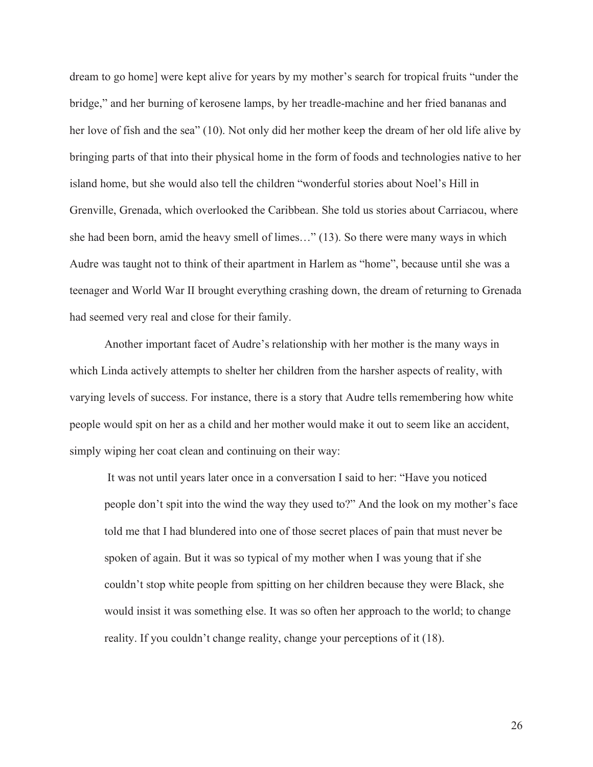dream to go home] were kept alive for years by my mother's search for tropical fruits "under the bridge," and her burning of kerosene lamps, by her treadle-machine and her fried bananas and her love of fish and the sea" (10). Not only did her mother keep the dream of her old life alive by bringing parts of that into their physical home in the form of foods and technologies native to her island home, but she would also tell the children "wonderful stories about Noel's Hill in Grenville, Grenada, which overlooked the Caribbean. She told us stories about Carriacou, where she had been born, amid the heavy smell of limes…" (13). So there were many ways in which Audre was taught not to think of their apartment in Harlem as "home", because until she was a teenager and World War II brought everything crashing down, the dream of returning to Grenada had seemed very real and close for their family.

Another important facet of Audre's relationship with her mother is the many ways in which Linda actively attempts to shelter her children from the harsher aspects of reality, with varying levels of success. For instance, there is a story that Audre tells remembering how white people would spit on her as a child and her mother would make it out to seem like an accident, simply wiping her coat clean and continuing on their way:

> It was not until years later once in a conversation I said to her: "Have you noticed people don't spit into the wind the way they used to?" And the look on my mother's face told me that I had blundered into one of those secret places of pain that must never be spoken of again. But it was so typical of my mother when I was young that if she couldn't stop white people from spitting on her children because they were Black, she would insist it was something else. It was so often her approach to the world; to change reality. If you couldn't change reality, change your perceptions of it (18).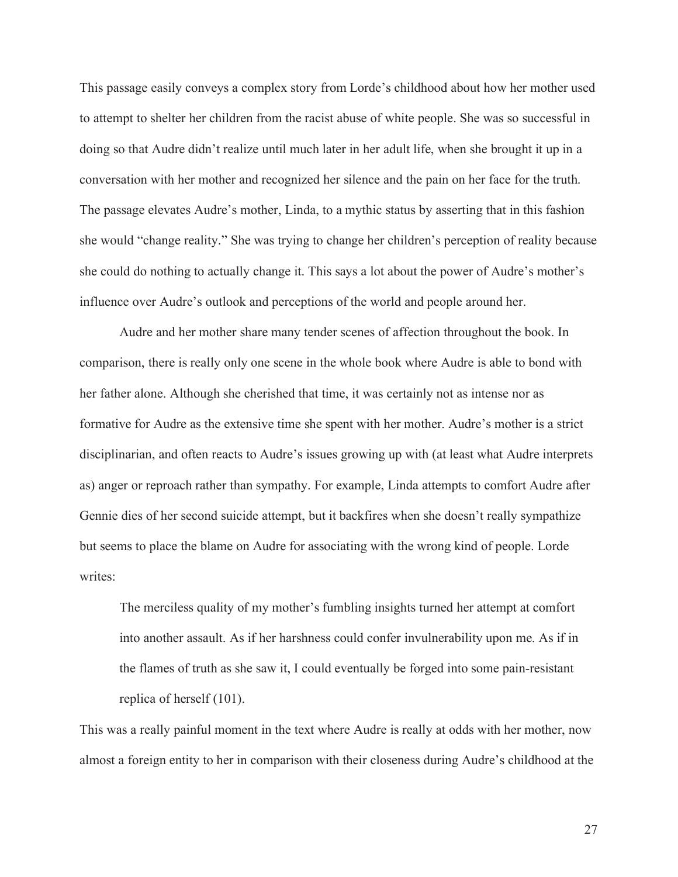This passage easily conveys a complex story from Lorde's childhood about how her mother used to attempt to shelter her children from the racist abuse of white people. She was so successful in doing so that Audre didn't realize until much later in her adult life, when she brought it up in a conversation with her mother and recognized her silence and the pain on her face for the truth. The passage elevates Audre's mother, Linda, to a mythic status by asserting that in this fashion she would "change reality." She was trying to change her children's perception of reality because she could do nothing to actually change it. This says a lot about the power of Audre's mother's influence over Audre's outlook and perceptions of the world and people around her.

Audre and her mother share many tender scenes of affection throughout the book. In comparison, there is really only one scene in the whole book where Audre is able to bond with her father alone. Although she cherished that time, it was certainly not as intense nor as formative for Audre as the extensive time she spent with her mother. Audre's mother is a strict disciplinarian, and often reacts to Audre's issues growing up with (at least what Audre interprets as) anger or reproach rather than sympathy. For example, Linda attempts to comfort Audre after Gennie dies of her second suicide attempt, but it backfires when she doesn't really sympathize but seems to place the blame on Audre for associating with the wrong kind of people. Lorde writes:

> The merciless quality of my mother's fumbling insights turned her attempt at comfort into another assault. As if her harshness could confer invulnerability upon me. As if in the flames of truth as she saw it, I could eventually be forged into some pain-resistant replica of herself (101).

This was a really painful moment in the text where Audre is really at odds with her mother, now almost a foreign entity to her in comparison with their closeness during Audre's childhood at the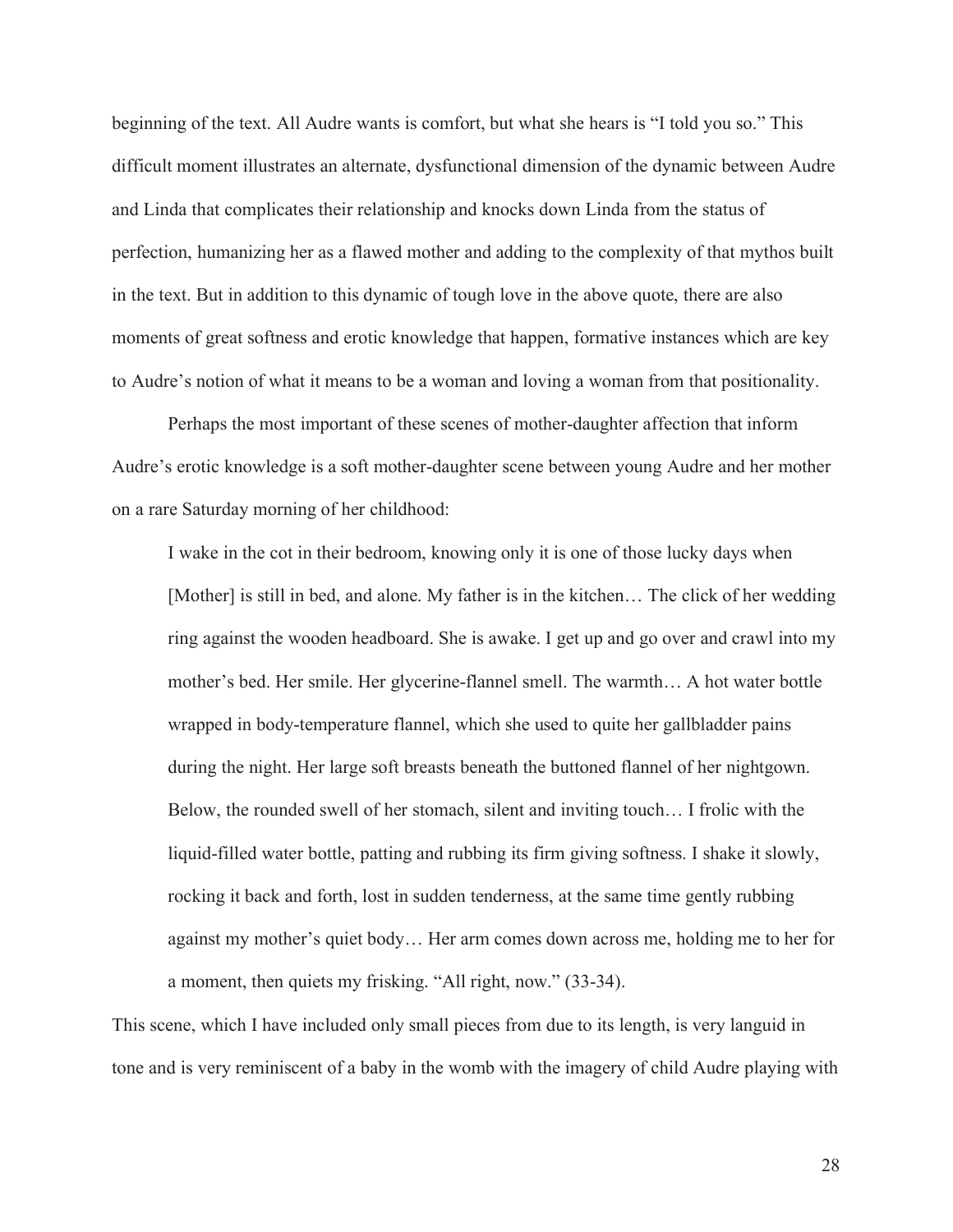beginning of the text. All Audre wants is comfort, but what she hears is "I told you so." This difficult moment illustrates an alternate, dysfunctional dimension of the dynamic between Audre and Linda that complicates their relationship and knocks down Linda from the status of perfection, humanizing her as a flawed mother and adding to the complexity of that mythos built in the text. But in addition to this dynamic of tough love in the above quote, there are also moments of great softness and erotic knowledge that happen, formative instances which are key to Audre's notion of what it means to be a woman and loving a woman from that positionality.

Perhaps the most important of these scenes of mother-daughter affection that inform Audre's erotic knowledge is a soft mother-daughter scene between young Audre and her mother on a rare Saturday morning of her childhood:

> I wake in the cot in their bedroom, knowing only it is one of those lucky days when [Mother] is still in bed, and alone. My father is in the kitchen… The click of her wedding ring against the wooden headboard. She is awake. I get up and go over and crawl into my mother's bed. Her smile. Her glycerine-flannel smell. The warmth… A hot water bottle wrapped in body-temperature flannel, which she used to quite her gallbladder pains during the night. Her large soft breasts beneath the buttoned flannel of her nightgown. Below, the rounded swell of her stomach, silent and inviting touch… I frolic with the liquid-filled water bottle, patting and rubbing its firm giving softness. I shake it slowly, rocking it back and forth, lost in sudden tenderness, at the same time gently rubbing against my mother's quiet body… Her arm comes down across me, holding me to her for a moment, then quiets my frisking. "All right, now." (33-34).

This scene, which I have included only small pieces from due to its length, is very languid in tone and is very reminiscent of a baby in the womb with the imagery of child Audre playing with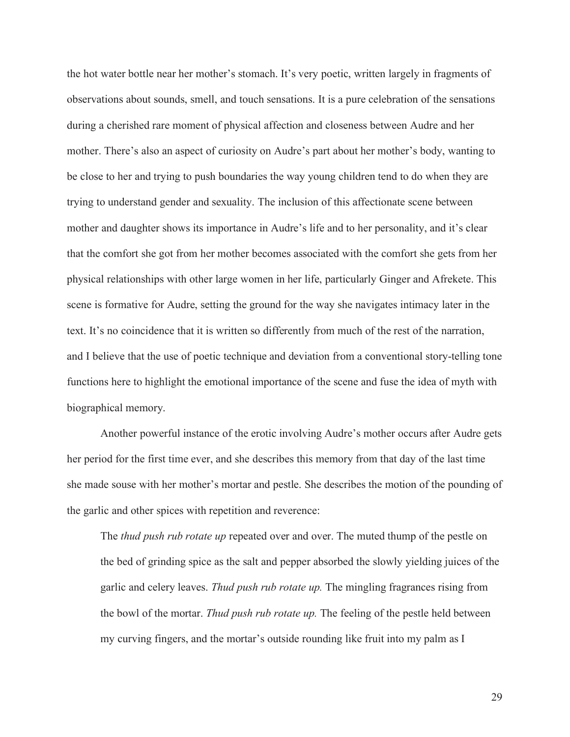the hot water bottle near her mother's stomach. It's very poetic, written largely in fragments of observations about sounds, smell, and touch sensations. It is a pure celebration of the sensations during a cherished rare moment of physical affection and closeness between Audre and her mother. There's also an aspect of curiosity on Audre's part about her mother's body, wanting to be close to her and trying to push boundaries the way young children tend to do when they are trying to understand gender and sexuality. The inclusion of this affectionate scene between mother and daughter shows its importance in Audre's life and to her personality, and it's clear that the comfort she got from her mother becomes associated with the comfort she gets from her physical relationships with other large women in her life, particularly Ginger and Afrekete. This scene is formative for Audre, setting the ground for the way she navigates intimacy later in the text. It's no coincidence that it is written so differently from much of the rest of the narration, and I believe that the use of poetic technique and deviation from a conventional story-telling tone functions here to highlight the emotional importance of the scene and fuse the idea of myth with biographical memory.

Another powerful instance of the erotic involving Audre's mother occurs after Audre gets her period for the first time ever, and she describes this memory from that day of the last time she made souse with her mother's mortar and pestle. She describes the motion of the pounding of the garlic and other spices with repetition and reverence:

> The *thud push rub rotate up* repeated over and over. The muted thump of the pestle on the bed of grinding spice as the salt and pepper absorbed the slowly yielding juices of the garlic and celery leaves. *Thud push rub rotate up.* The mingling fragrances rising from the bowl of the mortar. *Thud push rub rotate up.* The feeling of the pestle held between my curving fingers, and the mortar's outside rounding like fruit into my palm as I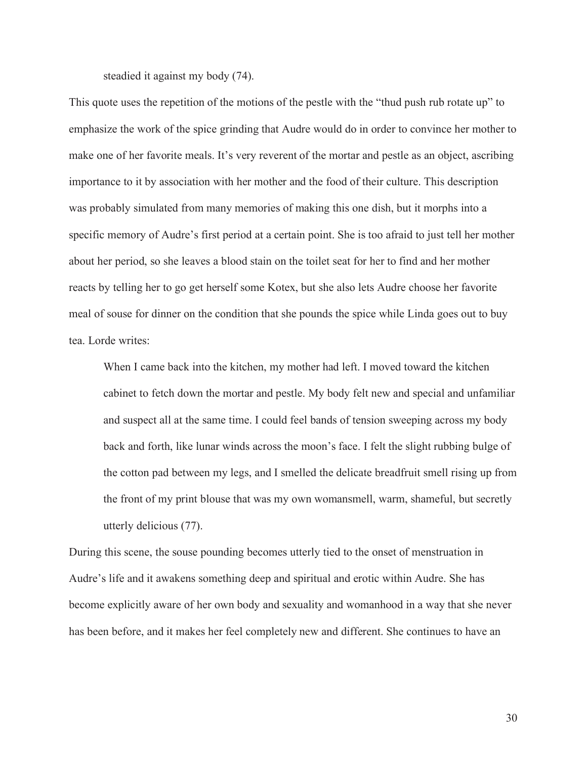steadied it against my body (74).

This quote uses the repetition of the motions of the pestle with the "thud push rub rotate up" to emphasize the work of the spice grinding that Audre would do in order to convince her mother to make one of her favorite meals. It's very reverent of the mortar and pestle as an object, ascribing importance to it by association with her mother and the food of their culture. This description was probably simulated from many memories of making this one dish, but it morphs into a specific memory of Audre's first period at a certain point. She is too afraid to just tell her mother about her period, so she leaves a blood stain on the toilet seat for her to find and her mother reacts by telling her to go get herself some Kotex, but she also lets Audre choose her favorite meal of souse for dinner on the condition that she pounds the spice while Linda goes out to buy tea. Lorde writes:

> When I came back into the kitchen, my mother had left. I moved toward the kitchen cabinet to fetch down the mortar and pestle. My body felt new and special and unfamiliar and suspect all at the same time. I could feel bands of tension sweeping across my body back and forth, like lunar winds across the moon's face. I felt the slight rubbing bulge of the cotton pad between my legs, and I smelled the delicate breadfruit smell rising up from the front of my print blouse that was my own womansmell, warm, shameful, but secretly utterly delicious (77).

During this scene, the souse pounding becomes utterly tied to the onset of menstruation in Audre's life and it awakens something deep and spiritual and erotic within Audre. She has become explicitly aware of her own body and sexuality and womanhood in a way that she never has been before, and it makes her feel completely new and different. She continues to have an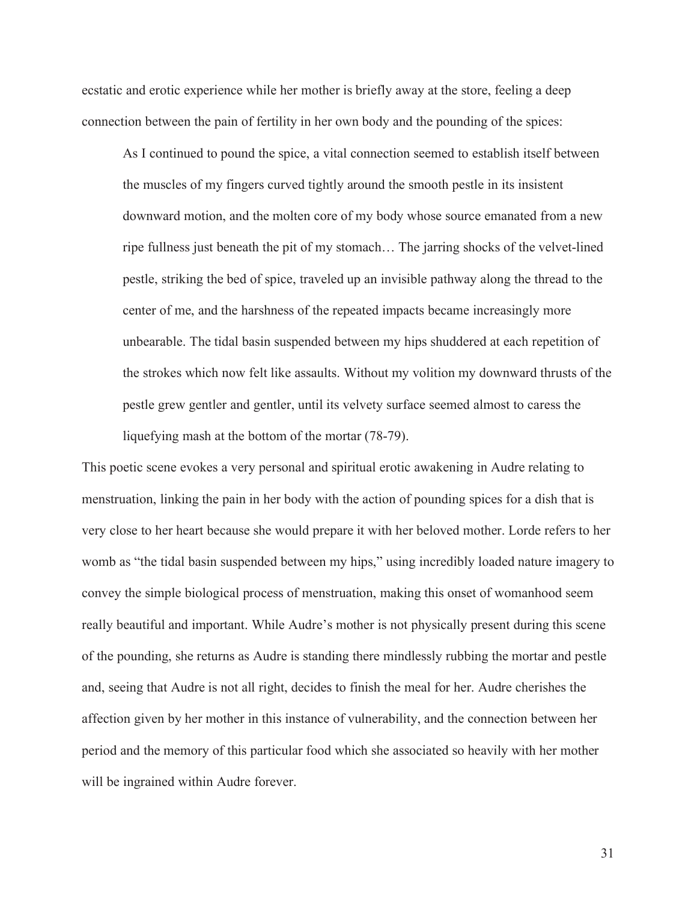ecstatic and erotic experience while her mother is briefly away at the store, feeling a deep connection between the pain of fertility in her own body and the pounding of the spices:

> As I continued to pound the spice, a vital connection seemed to establish itself between the muscles of my fingers curved tightly around the smooth pestle in its insistent downward motion, and the molten core of my body whose source emanated from a new ripe fullness just beneath the pit of my stomach… The jarring shocks of the velvet-lined pestle, striking the bed of spice, traveled up an invisible pathway along the thread to the center of me, and the harshness of the repeated impacts became increasingly more unbearable. The tidal basin suspended between my hips shuddered at each repetition of the strokes which now felt like assaults. Without my volition my downward thrusts of the pestle grew gentler and gentler, until its velvety surface seemed almost to caress the liquefying mash at the bottom of the mortar (78-79).

This poetic scene evokes a very personal and spiritual erotic awakening in Audre relating to menstruation, linking the pain in her body with the action of pounding spices for a dish that is very close to her heart because she would prepare it with her beloved mother. Lorde refers to her womb as "the tidal basin suspended between my hips," using incredibly loaded nature imagery to convey the simple biological process of menstruation, making this onset of womanhood seem really beautiful and important. While Audre's mother is not physically present during this scene of the pounding, she returns as Audre is standing there mindlessly rubbing the mortar and pestle and, seeing that Audre is not all right, decides to finish the meal for her. Audre cherishes the affection given by her mother in this instance of vulnerability, and the connection between her period and the memory of this particular food which she associated so heavily with her mother will be ingrained within Audre forever.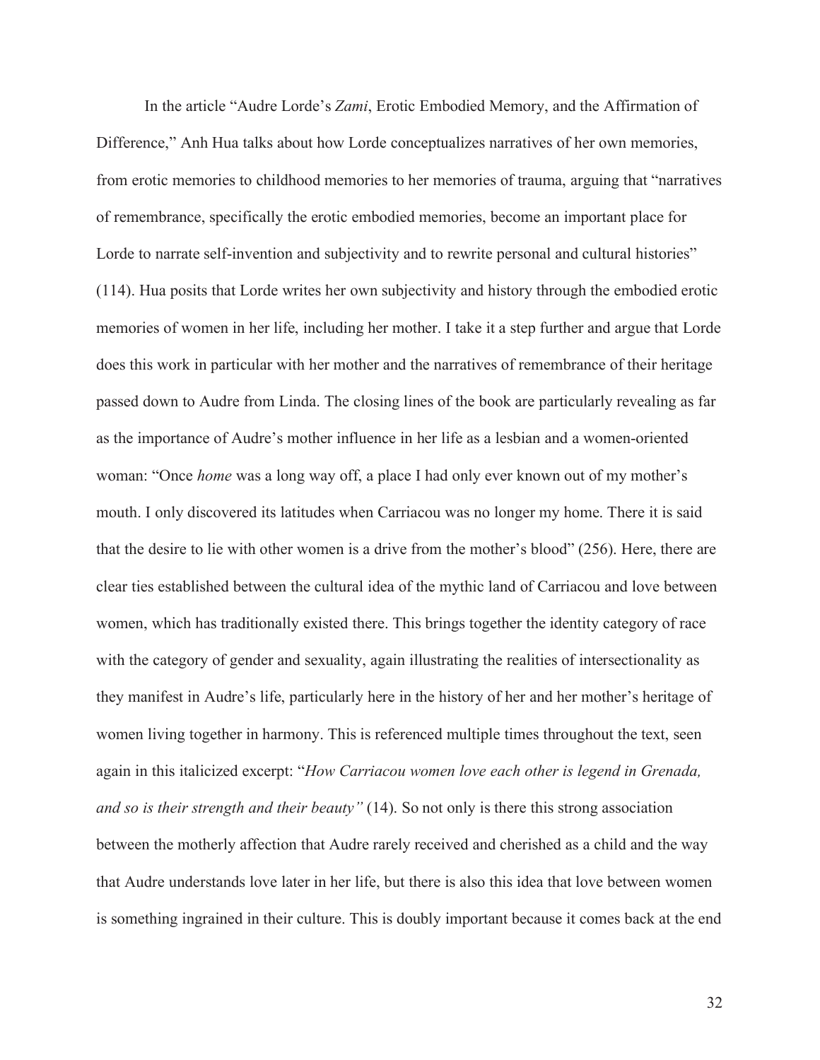In the article "Audre Lorde's *Zami*, Erotic Embodied Memory, and the Affirmation of Difference," Anh Hua talks about how Lorde conceptualizes narratives of her own memories, from erotic memories to childhood memories to her memories of trauma, arguing that "narratives of remembrance, specifically the erotic embodied memories, become an important place for Lorde to narrate self-invention and subjectivity and to rewrite personal and cultural histories" (114). Hua posits that Lorde writes her own subjectivity and history through the embodied erotic memories of women in her life, including her mother. I take it a step further and argue that Lorde does this work in particular with her mother and the narratives of remembrance of their heritage passed down to Audre from Linda. The closing lines of the book are particularly revealing as far as the importance of Audre's mother influence in her life as a lesbian and a women-oriented woman: "Once *home* was a long way off, a place I had only ever known out of my mother's mouth. I only discovered its latitudes when Carriacou was no longer my home. There it is said that the desire to lie with other women is a drive from the mother's blood" (256). Here, there are clear ties established between the cultural idea of the mythic land of Carriacou and love between women, which has traditionally existed there. This brings together the identity category of race with the category of gender and sexuality, again illustrating the realities of intersectionality as they manifest in Audre's life, particularly here in the history of her and her mother's heritage of women living together in harmony. This is referenced multiple times throughout the text, seen again in this italicized excerpt: "*How Carriacou women love each other is legend in Grenada, and so is their strength and their beauty"* (14). So not only is there this strong association between the motherly affection that Audre rarely received and cherished as a child and the way that Audre understands love later in her life, but there is also this idea that love between women is something ingrained in their culture. This is doubly important because it comes back at the end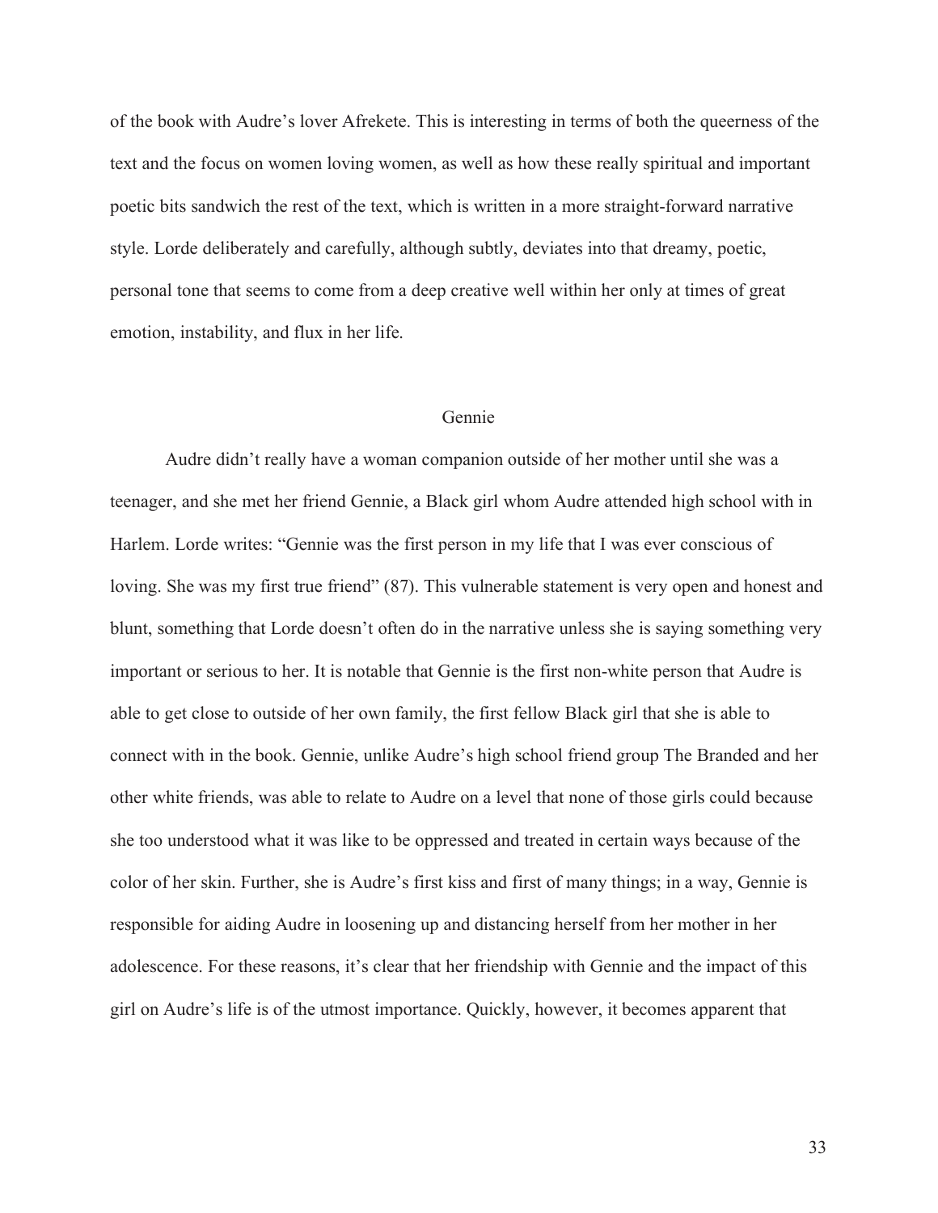of the book with Audre's lover Afrekete. This is interesting in terms of both the queerness of the text and the focus on women loving women, as well as how these really spiritual and important poetic bits sandwich the rest of the text, which is written in a more straight-forward narrative style. Lorde deliberately and carefully, although subtly, deviates into that dreamy, poetic, personal tone that seems to come from a deep creative well within her only at times of great emotion, instability, and flux in her life.

## Gennie

Audre didn't really have a woman companion outside of her mother until she was a teenager, and she met her friend Gennie, a Black girl whom Audre attended high school with in Harlem. Lorde writes: "Gennie was the first person in my life that I was ever conscious of loving. She was my first true friend" (87). This vulnerable statement is very open and honest and blunt, something that Lorde doesn't often do in the narrative unless she is saying something very important or serious to her. It is notable that Gennie is the first non-white person that Audre is able to get close to outside of her own family, the first fellow Black girl that she is able to connect with in the book. Gennie, unlike Audre's high school friend group The Branded and her other white friends, was able to relate to Audre on a level that none of those girls could because she too understood what it was like to be oppressed and treated in certain ways because of the color of her skin. Further, she is Audre's first kiss and first of many things; in a way, Gennie is responsible for aiding Audre in loosening up and distancing herself from her mother in her adolescence. For these reasons, it's clear that her friendship with Gennie and the impact of this girl on Audre's life is of the utmost importance. Quickly, however, it becomes apparent that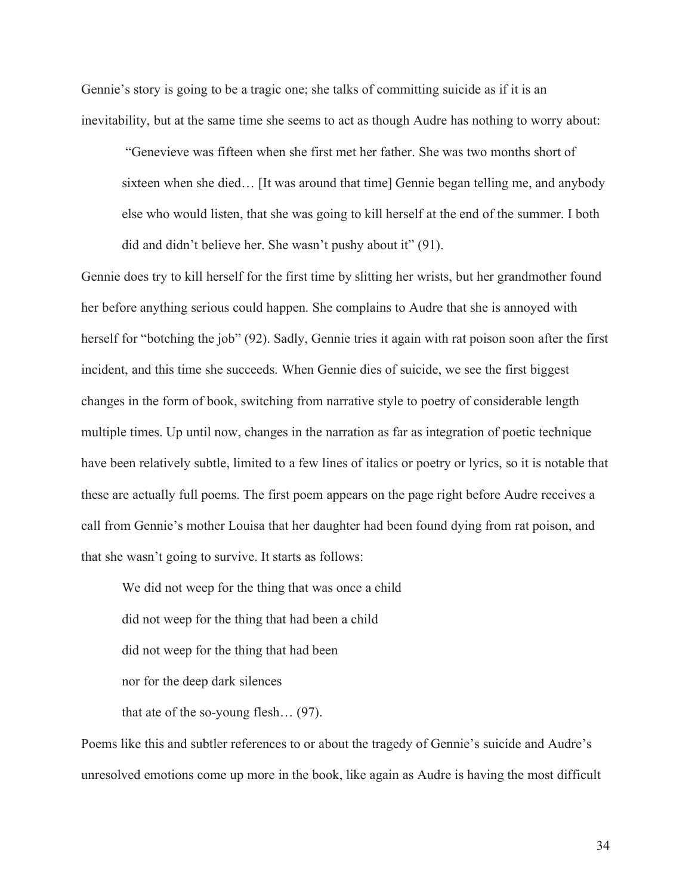Gennie's story is going to be a tragic one; she talks of committing suicide as if it is an inevitability, but at the same time she seems to act as though Audre has nothing to worry about:

> "Genevieve was fifteen when she first met her father. She was two months short of sixteen when she died… [It was around that time] Gennie began telling me, and anybody else who would listen, that she was going to kill herself at the end of the summer. I both did and didn't believe her. She wasn't pushy about it" (91).

Gennie does try to kill herself for the first time by slitting her wrists, but her grandmother found her before anything serious could happen. She complains to Audre that she is annoyed with herself for "botching the job" (92). Sadly, Gennie tries it again with rat poison soon after the first incident, and this time she succeeds. When Gennie dies of suicide, we see the first biggest changes in the form of book, switching from narrative style to poetry of considerable length multiple times. Up until now, changes in the narration as far as integration of poetic technique have been relatively subtle, limited to a few lines of italics or poetry or lyrics, so it is notable that these are actually full poems. The first poem appears on the page right before Audre receives a call from Gennie's mother Louisa that her daughter had been found dying from rat poison, and that she wasn't going to survive. It starts as follows:

> We did not weep for the thing that was once a child
> did not weep for the thing that had been a child
> did not weep for the thing that had been
> nor for the deep dark silences
> that ate of the so-young flesh… (97).

Poems like this and subtler references to or about the tragedy of Gennie's suicide and Audre's unresolved emotions come up more in the book, like again as Audre is having the most difficult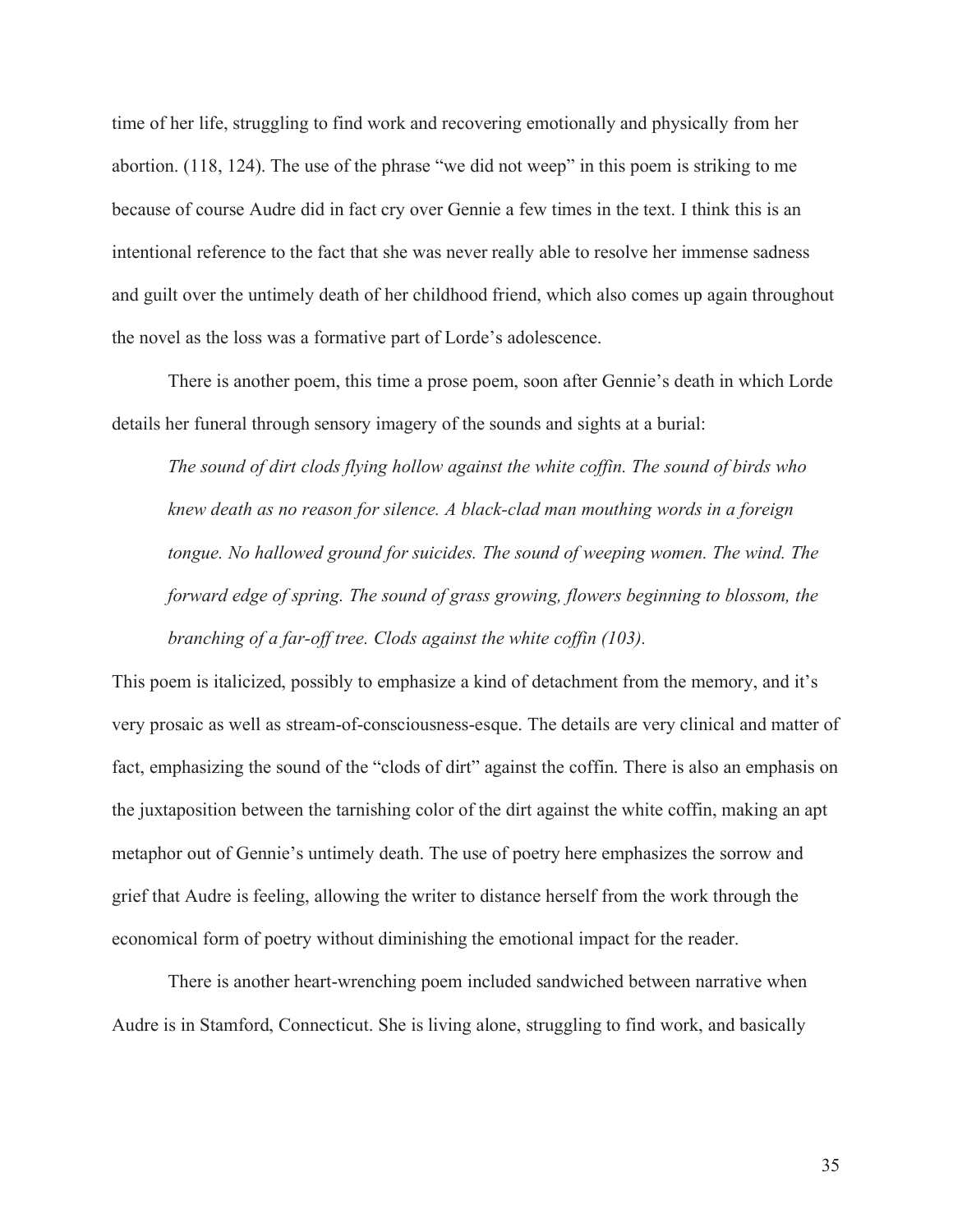time of her life, struggling to find work and recovering emotionally and physically from her abortion. (118, 124). The use of the phrase "we did not weep" in this poem is striking to me because of course Audre did in fact cry over Gennie a few times in the text. I think this is an intentional reference to the fact that she was never really able to resolve her immense sadness and guilt over the untimely death of her childhood friend, which also comes up again throughout the novel as the loss was a formative part of Lorde's adolescence.

There is another poem, this time a prose poem, soon after Gennie's death in which Lorde details her funeral through sensory imagery of the sounds and sights at a burial:

> *The sound of dirt clods flying hollow against the white coffin. The sound of birds who knew death as no reason for silence. A black-clad man mouthing words in a foreign tongue. No hallowed ground for suicides. The sound of weeping women. The wind. The forward edge of spring. The sound of grass growing, flowers beginning to blossom, the branching of a far-off tree. Clods against the white coffin (103).*

This poem is italicized, possibly to emphasize a kind of detachment from the memory, and it's very prosaic as well as stream-of-consciousness-esque. The details are very clinical and matter of fact, emphasizing the sound of the "clods of dirt" against the coffin. There is also an emphasis on the juxtaposition between the tarnishing color of the dirt against the white coffin, making an apt metaphor out of Gennie's untimely death. The use of poetry here emphasizes the sorrow and grief that Audre is feeling, allowing the writer to distance herself from the work through the economical form of poetry without diminishing the emotional impact for the reader.

There is another heart-wrenching poem included sandwiched between narrative when Audre is in Stamford, Connecticut. She is living alone, struggling to find work, and basically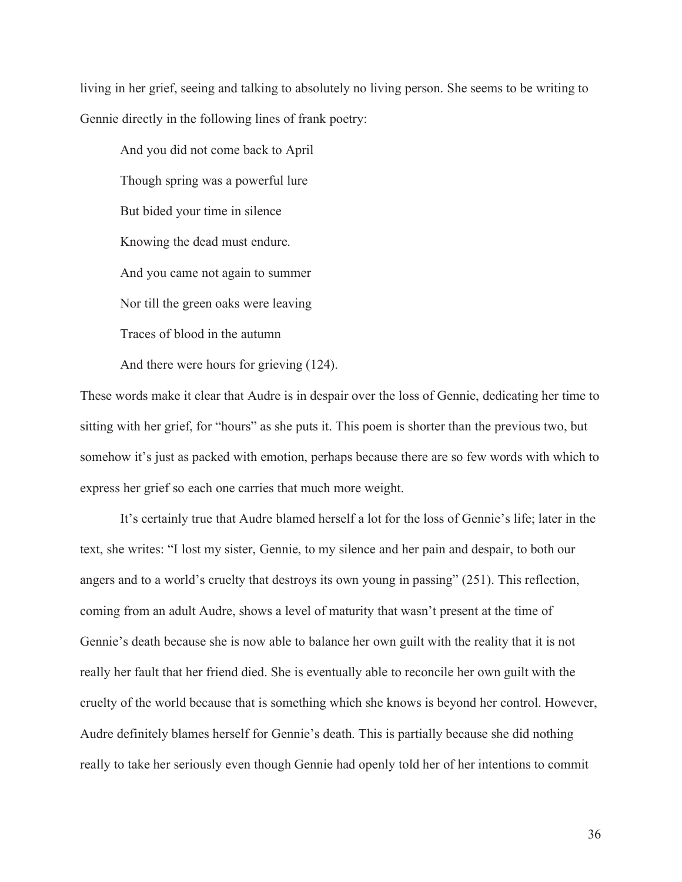living in her grief, seeing and talking to absolutely no living person. She seems to be writing to Gennie directly in the following lines of frank poetry:

> And you did not come back to April
>
> Though spring was a powerful lure
>
> But bided your time in silence
>
> Knowing the dead must endure.
>
> And you came not again to summer
>
> Nor till the green oaks were leaving
>
> Traces of blood in the autumn
>
> And there were hours for grieving (124).

These words make it clear that Audre is in despair over the loss of Gennie, dedicating her time to sitting with her grief, for "hours" as she puts it. This poem is shorter than the previous two, but somehow it's just as packed with emotion, perhaps because there are so few words with which to express her grief so each one carries that much more weight.

It's certainly true that Audre blamed herself a lot for the loss of Gennie's life; later in the text, she writes: "I lost my sister, Gennie, to my silence and her pain and despair, to both our angers and to a world's cruelty that destroys its own young in passing" (251). This reflection, coming from an adult Audre, shows a level of maturity that wasn't present at the time of Gennie's death because she is now able to balance her own guilt with the reality that it is not really her fault that her friend died. She is eventually able to reconcile her own guilt with the cruelty of the world because that is something which she knows is beyond her control. However, Audre definitely blames herself for Gennie's death. This is partially because she did nothing really to take her seriously even though Gennie had openly told her of her intentions to commit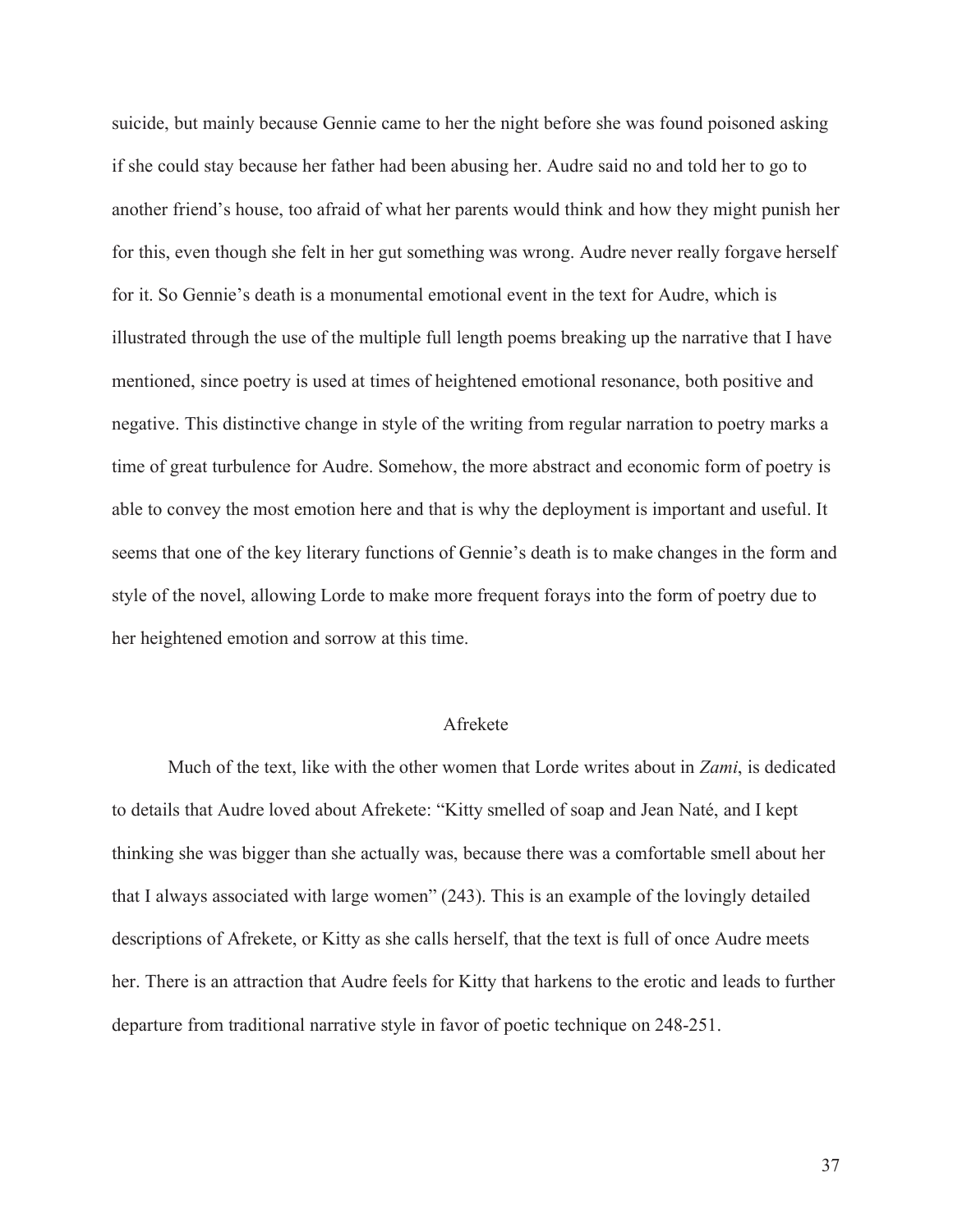suicide, but mainly because Gennie came to her the night before she was found poisoned asking if she could stay because her father had been abusing her. Audre said no and told her to go to another friend's house, too afraid of what her parents would think and how they might punish her for this, even though she felt in her gut something was wrong. Audre never really forgave herself for it. So Gennie's death is a monumental emotional event in the text for Audre, which is illustrated through the use of the multiple full length poems breaking up the narrative that I have mentioned, since poetry is used at times of heightened emotional resonance, both positive and negative. This distinctive change in style of the writing from regular narration to poetry marks a time of great turbulence for Audre. Somehow, the more abstract and economic form of poetry is able to convey the most emotion here and that is why the deployment is important and useful. It seems that one of the key literary functions of Gennie's death is to make changes in the form and style of the novel, allowing Lorde to make more frequent forays into the form of poetry due to her heightened emotion and sorrow at this time.

## Afrekete

Much of the text, like with the other women that Lorde writes about in *Zami*, is dedicated to details that Audre loved about Afrekete: "Kitty smelled of soap and Jean Naté, and I kept thinking she was bigger than she actually was, because there was a comfortable smell about her that I always associated with large women" (243). This is an example of the lovingly detailed descriptions of Afrekete, or Kitty as she calls herself, that the text is full of once Audre meets her. There is an attraction that Audre feels for Kitty that harkens to the erotic and leads to further departure from traditional narrative style in favor of poetic technique on 248-251.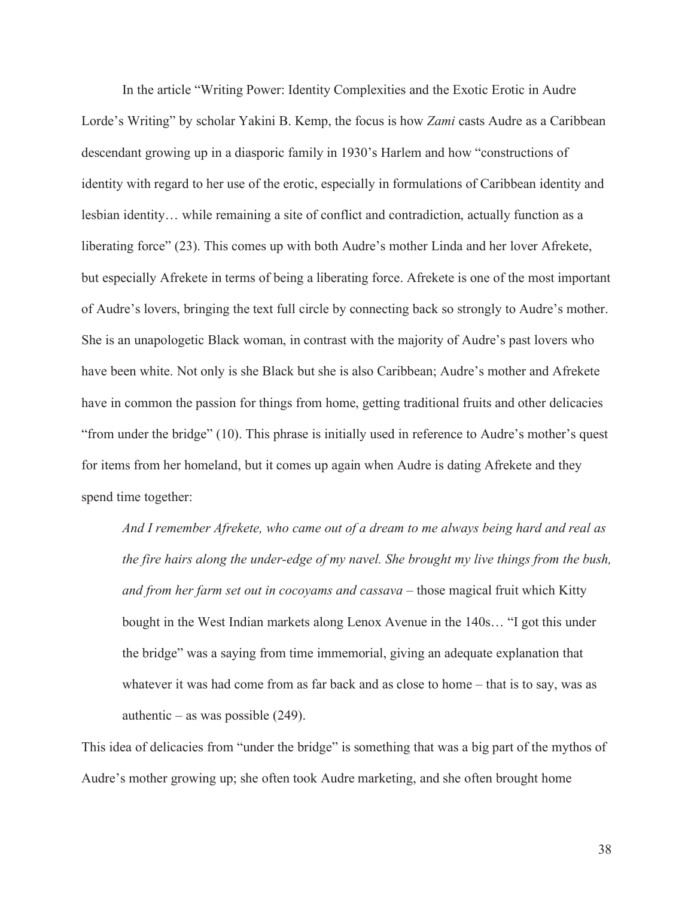In the article "Writing Power: Identity Complexities and the Exotic Erotic in Audre Lorde's Writing" by scholar Yakini B. Kemp, the focus is how *Zami* casts Audre as a Caribbean descendant growing up in a diasporic family in 1930's Harlem and how "constructions of identity with regard to her use of the erotic, especially in formulations of Caribbean identity and lesbian identity… while remaining a site of conflict and contradiction, actually function as a liberating force" (23). This comes up with both Audre's mother Linda and her lover Afrekete, but especially Afrekete in terms of being a liberating force. Afrekete is one of the most important of Audre's lovers, bringing the text full circle by connecting back so strongly to Audre's mother. She is an unapologetic Black woman, in contrast with the majority of Audre's past lovers who have been white. Not only is she Black but she is also Caribbean; Audre's mother and Afrekete have in common the passion for things from home, getting traditional fruits and other delicacies "from under the bridge" (10). This phrase is initially used in reference to Audre's mother's quest for items from her homeland, but it comes up again when Audre is dating Afrekete and they spend time together:

> *And I remember Afrekete, who came out of a dream to me always being hard and real as the fire hairs along the under-edge of my navel. She brought my live things from the bush, and from her farm set out in cocoyams and cassava* – those magical fruit which Kitty bought in the West Indian markets along Lenox Avenue in the 140s… "I got this under the bridge" was a saying from time immemorial, giving an adequate explanation that whatever it was had come from as far back and as close to home – that is to say, was as authentic – as was possible (249).

This idea of delicacies from "under the bridge" is something that was a big part of the mythos of Audre's mother growing up; she often took Audre marketing, and she often brought home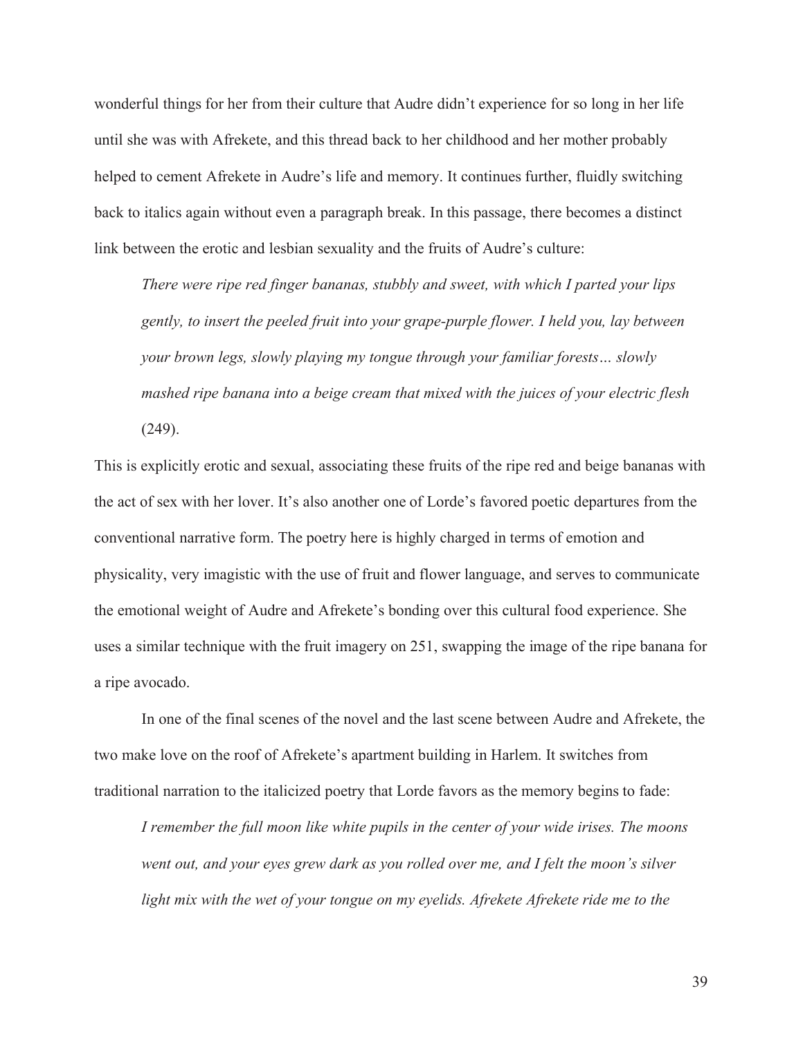wonderful things for her from their culture that Audre didn't experience for so long in her life until she was with Afrekete, and this thread back to her childhood and her mother probably helped to cement Afrekete in Audre's life and memory. It continues further, fluidly switching back to italics again without even a paragraph break. In this passage, there becomes a distinct link between the erotic and lesbian sexuality and the fruits of Audre's culture:

> *There were ripe red finger bananas, stubbly and sweet, with which I parted your lips gently, to insert the peeled fruit into your grape-purple flower. I held you, lay between your brown legs, slowly playing my tongue through your familiar forests… slowly mashed ripe banana into a beige cream that mixed with the juices of your electric flesh* (249).

This is explicitly erotic and sexual, associating these fruits of the ripe red and beige bananas with the act of sex with her lover. It's also another one of Lorde's favored poetic departures from the conventional narrative form. The poetry here is highly charged in terms of emotion and physicality, very imagistic with the use of fruit and flower language, and serves to communicate the emotional weight of Audre and Afrekete's bonding over this cultural food experience. She uses a similar technique with the fruit imagery on 251, swapping the image of the ripe banana for a ripe avocado.

In one of the final scenes of the novel and the last scene between Audre and Afrekete, the two make love on the roof of Afrekete's apartment building in Harlem. It switches from traditional narration to the italicized poetry that Lorde favors as the memory begins to fade:

> *I remember the full moon like white pupils in the center of your wide irises. The moons went out, and your eyes grew dark as you rolled over me, and I felt the moon's silver light mix with the wet of your tongue on my eyelids. Afrekete Afrekete ride me to the*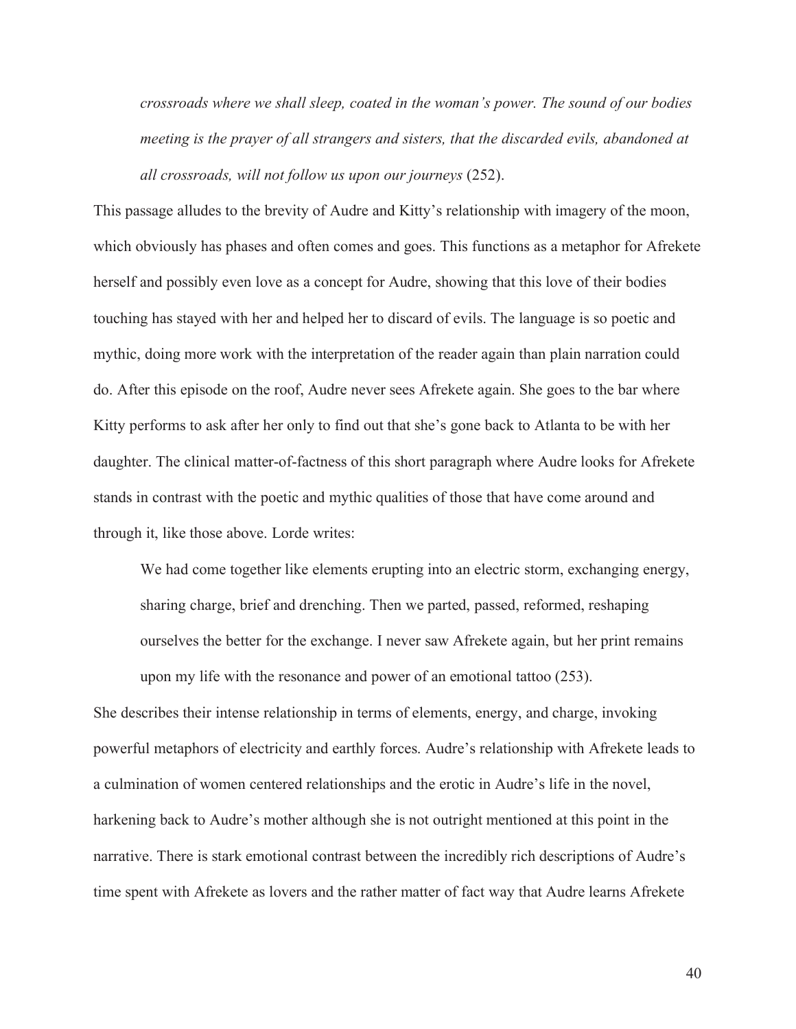> *crossroads where we shall sleep, coated in the woman's power. The sound of our bodies meeting is the prayer of all strangers and sisters, that the discarded evils, abandoned at all crossroads, will not follow us upon our journeys* (252).

This passage alludes to the brevity of Audre and Kitty's relationship with imagery of the moon, which obviously has phases and often comes and goes. This functions as a metaphor for Afrekete herself and possibly even love as a concept for Audre, showing that this love of their bodies touching has stayed with her and helped her to discard of evils. The language is so poetic and mythic, doing more work with the interpretation of the reader again than plain narration could do. After this episode on the roof, Audre never sees Afrekete again. She goes to the bar where Kitty performs to ask after her only to find out that she's gone back to Atlanta to be with her daughter. The clinical matter-of-factness of this short paragraph where Audre looks for Afrekete stands in contrast with the poetic and mythic qualities of those that have come around and through it, like those above. Lorde writes:

> We had come together like elements erupting into an electric storm, exchanging energy, sharing charge, brief and drenching. Then we parted, passed, reformed, reshaping ourselves the better for the exchange. I never saw Afrekete again, but her print remains upon my life with the resonance and power of an emotional tattoo (253).

She describes their intense relationship in terms of elements, energy, and charge, invoking powerful metaphors of electricity and earthly forces. Audre's relationship with Afrekete leads to a culmination of women centered relationships and the erotic in Audre's life in the novel, harkening back to Audre's mother although she is not outright mentioned at this point in the narrative. There is stark emotional contrast between the incredibly rich descriptions of Audre's time spent with Afrekete as lovers and the rather matter of fact way that Audre learns Afrekete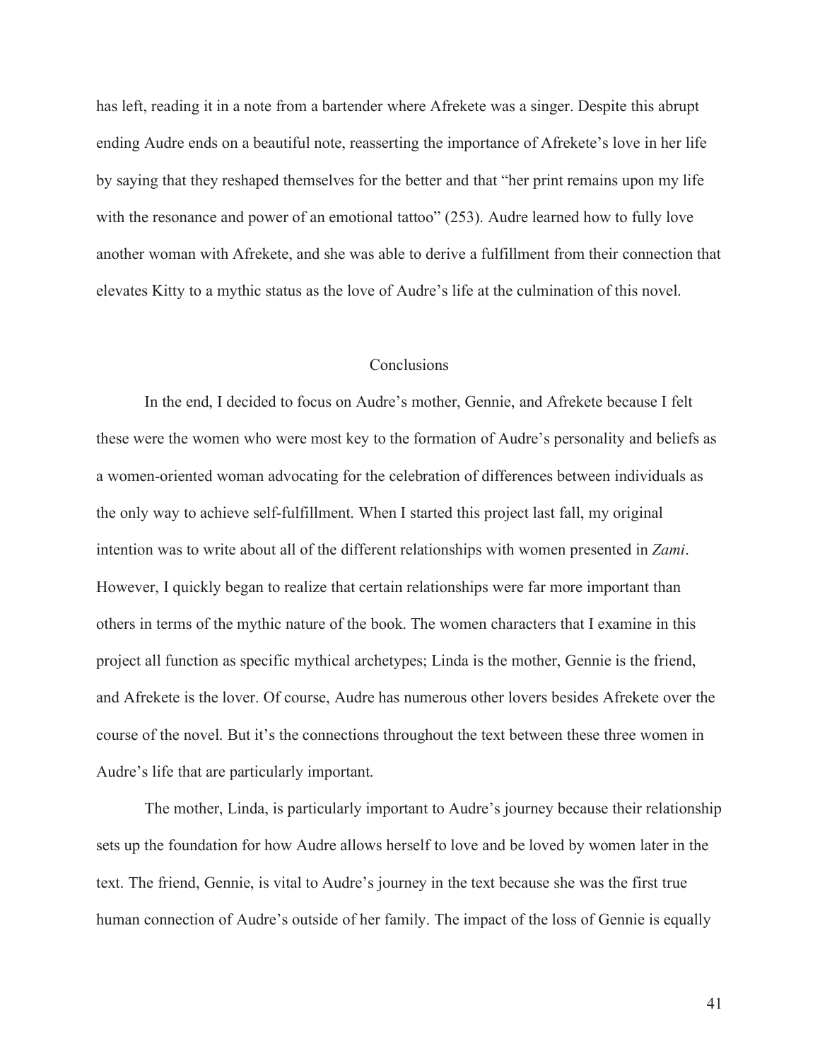has left, reading it in a note from a bartender where Afrekete was a singer. Despite this abrupt ending Audre ends on a beautiful note, reasserting the importance of Afrekete's love in her life by saying that they reshaped themselves for the better and that "her print remains upon my life with the resonance and power of an emotional tattoo" (253). Audre learned how to fully love another woman with Afrekete, and she was able to derive a fulfillment from their connection that elevates Kitty to a mythic status as the love of Audre's life at the culmination of this novel.

## Conclusions

In the end, I decided to focus on Audre's mother, Gennie, and Afrekete because I felt these were the women who were most key to the formation of Audre's personality and beliefs as a women-oriented woman advocating for the celebration of differences between individuals as the only way to achieve self-fulfillment. When I started this project last fall, my original intention was to write about all of the different relationships with women presented in *Zami*. However, I quickly began to realize that certain relationships were far more important than others in terms of the mythic nature of the book. The women characters that I examine in this project all function as specific mythical archetypes; Linda is the mother, Gennie is the friend, and Afrekete is the lover. Of course, Audre has numerous other lovers besides Afrekete over the course of the novel. But it's the connections throughout the text between these three women in Audre's life that are particularly important.

The mother, Linda, is particularly important to Audre's journey because their relationship sets up the foundation for how Audre allows herself to love and be loved by women later in the text. The friend, Gennie, is vital to Audre's journey in the text because she was the first true human connection of Audre's outside of her family. The impact of the loss of Gennie is equally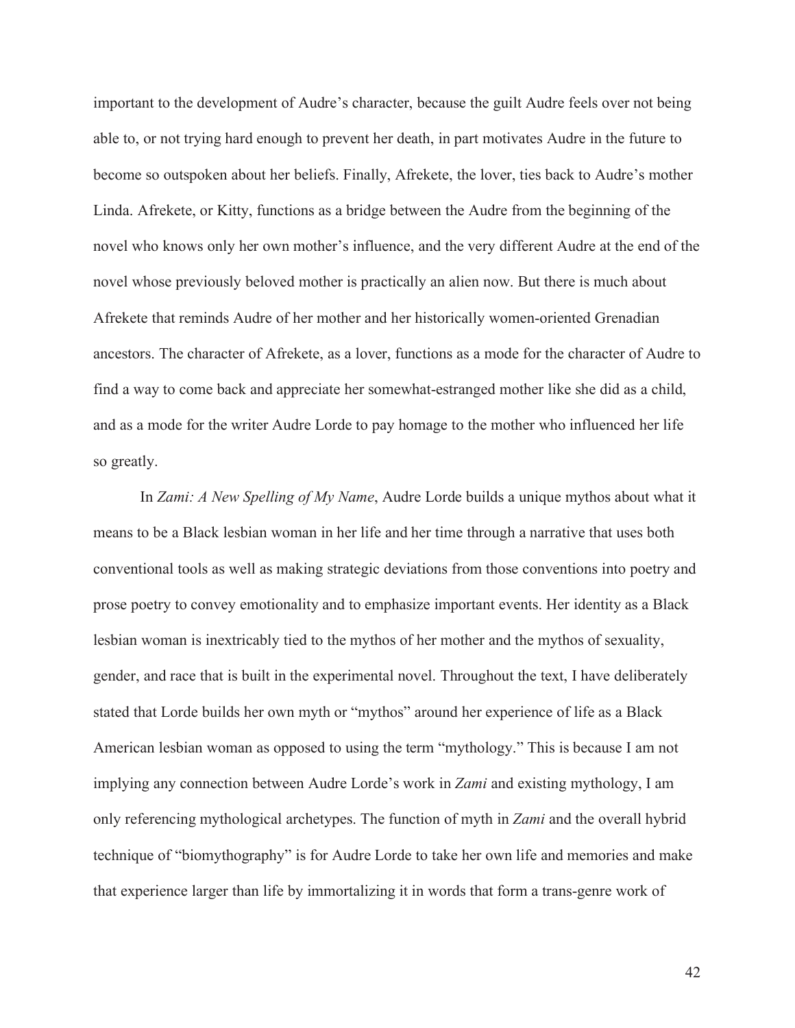important to the development of Audre's character, because the guilt Audre feels over not being able to, or not trying hard enough to prevent her death, in part motivates Audre in the future to become so outspoken about her beliefs. Finally, Afrekete, the lover, ties back to Audre's mother Linda. Afrekete, or Kitty, functions as a bridge between the Audre from the beginning of the novel who knows only her own mother's influence, and the very different Audre at the end of the novel whose previously beloved mother is practically an alien now. But there is much about Afrekete that reminds Audre of her mother and her historically women-oriented Grenadian ancestors. The character of Afrekete, as a lover, functions as a mode for the character of Audre to find a way to come back and appreciate her somewhat-estranged mother like she did as a child, and as a mode for the writer Audre Lorde to pay homage to the mother who influenced her life so greatly.

In *Zami: A New Spelling of My Name*, Audre Lorde builds a unique mythos about what it means to be a Black lesbian woman in her life and her time through a narrative that uses both conventional tools as well as making strategic deviations from those conventions into poetry and prose poetry to convey emotionality and to emphasize important events. Her identity as a Black lesbian woman is inextricably tied to the mythos of her mother and the mythos of sexuality, gender, and race that is built in the experimental novel. Throughout the text, I have deliberately stated that Lorde builds her own myth or "mythos" around her experience of life as a Black American lesbian woman as opposed to using the term "mythology." This is because I am not implying any connection between Audre Lorde's work in *Zami* and existing mythology, I am only referencing mythological archetypes. The function of myth in *Zami* and the overall hybrid technique of "biomythography" is for Audre Lorde to take her own life and memories and make that experience larger than life by immortalizing it in words that form a trans-genre work of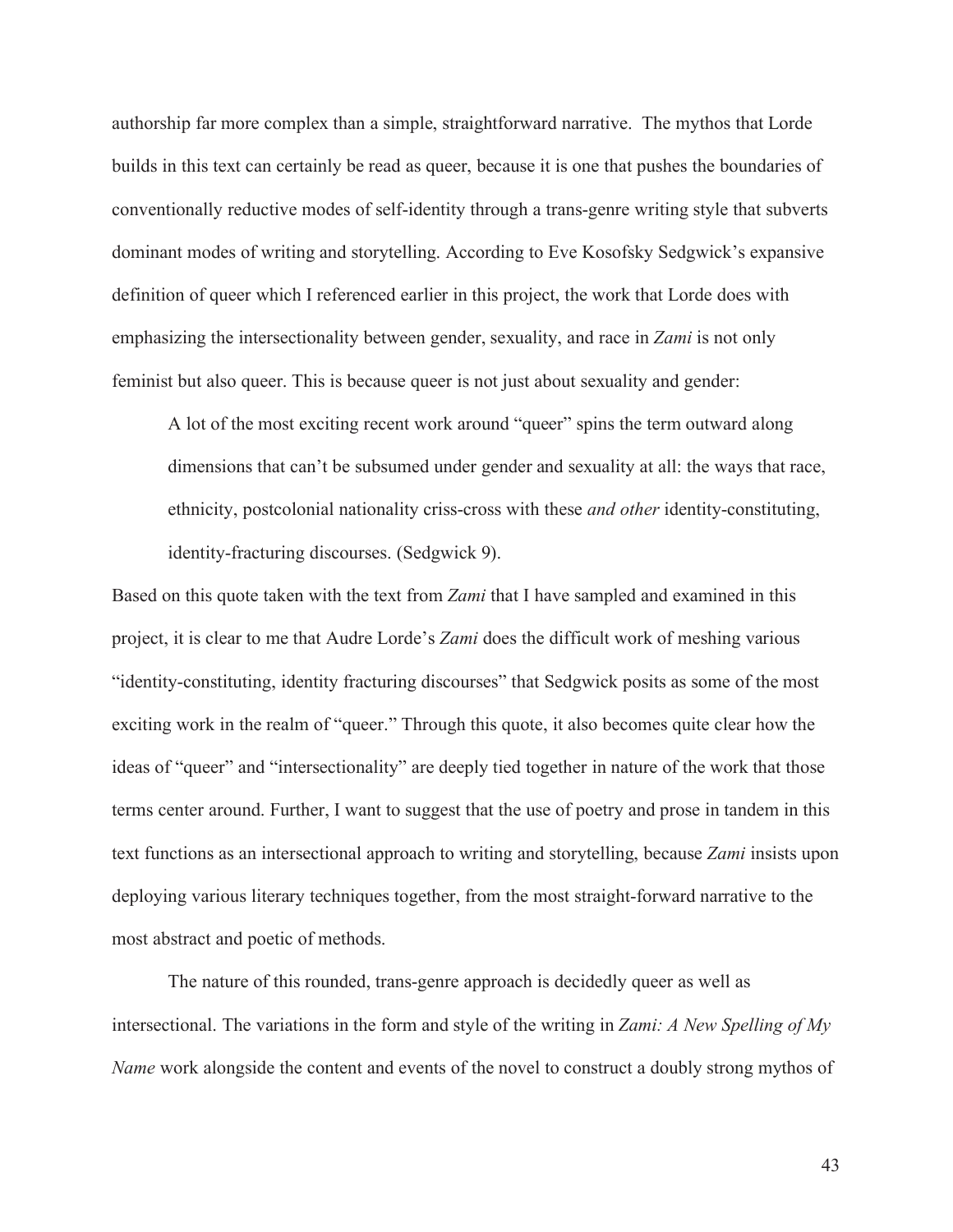authorship far more complex than a simple, straightforward narrative.  The mythos that Lorde builds in this text can certainly be read as queer, because it is one that pushes the boundaries of conventionally reductive modes of self-identity through a trans-genre writing style that subverts dominant modes of writing and storytelling. According to Eve Kosofsky Sedgwick's expansive definition of queer which I referenced earlier in this project, the work that Lorde does with emphasizing the intersectionality between gender, sexuality, and race in *Zami* is not only feminist but also queer. This is because queer is not just about sexuality and gender:

> A lot of the most exciting recent work around "queer" spins the term outward along dimensions that can't be subsumed under gender and sexuality at all: the ways that race, ethnicity, postcolonial nationality criss-cross with these *and other* identity-constituting, identity-fracturing discourses. (Sedgwick 9).

Based on this quote taken with the text from *Zami* that I have sampled and examined in this project, it is clear to me that Audre Lorde's *Zami* does the difficult work of meshing various "identity-constituting, identity fracturing discourses" that Sedgwick posits as some of the most exciting work in the realm of "queer." Through this quote, it also becomes quite clear how the ideas of "queer" and "intersectionality" are deeply tied together in nature of the work that those terms center around. Further, I want to suggest that the use of poetry and prose in tandem in this text functions as an intersectional approach to writing and storytelling, because *Zami* insists upon deploying various literary techniques together, from the most straight-forward narrative to the most abstract and poetic of methods.

The nature of this rounded, trans-genre approach is decidedly queer as well as intersectional. The variations in the form and style of the writing in *Zami: A New Spelling of My Name* work alongside the content and events of the novel to construct a doubly strong mythos of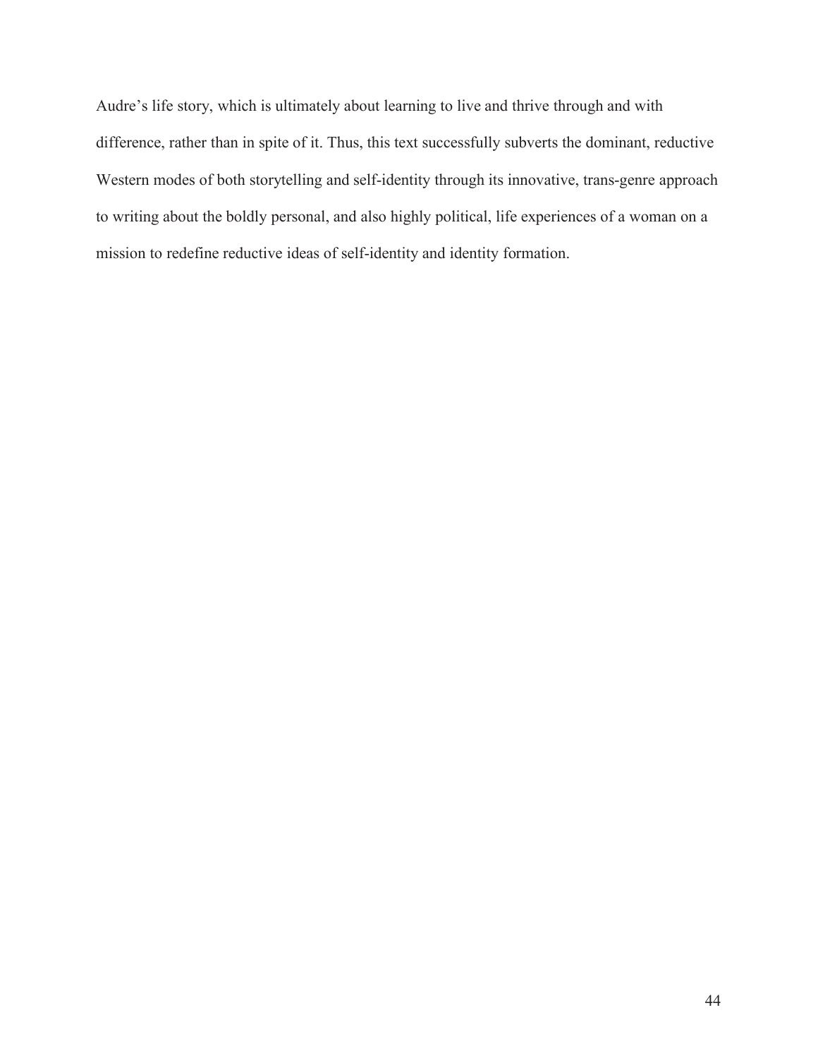Audre's life story, which is ultimately about learning to live and thrive through and with difference, rather than in spite of it. Thus, this text successfully subverts the dominant, reductive Western modes of both storytelling and self-identity through its innovative, trans-genre approach to writing about the boldly personal, and also highly political, life experiences of a woman on a mission to redefine reductive ideas of self-identity and identity formation.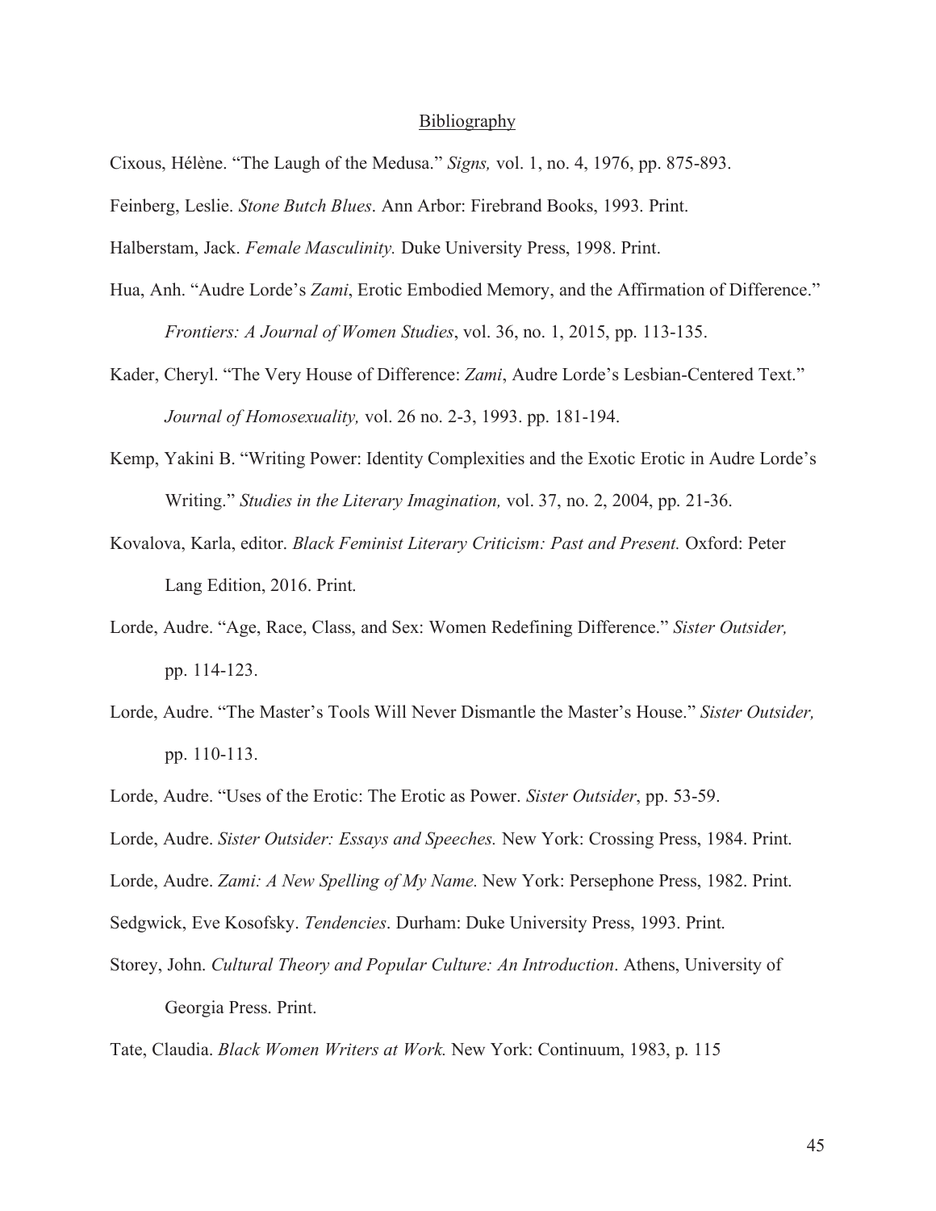## Bibliography

Cixous, Hélène. "The Laugh of the Medusa." *Signs,* vol. 1, no. 4, 1976, pp. 875-893.

Feinberg, Leslie. *Stone Butch Blues*. Ann Arbor: Firebrand Books, 1993. Print.

Halberstam, Jack. *Female Masculinity.* Duke University Press, 1998. Print.

Hua, Anh. "Audre Lorde's *Zami*, Erotic Embodied Memory, and the Affirmation of Difference." *Frontiers: A Journal of Women Studies*, vol. 36, no. 1, 2015, pp. 113-135.

Kader, Cheryl. "The Very House of Difference: *Zami*, Audre Lorde's Lesbian-Centered Text." *Journal of Homosexuality,* vol. 26 no. 2-3, 1993. pp. 181-194.

Kemp, Yakini B. "Writing Power: Identity Complexities and the Exotic Erotic in Audre Lorde's Writing." *Studies in the Literary Imagination,* vol. 37, no. 2, 2004, pp. 21-36.

Kovalova, Karla, editor. *Black Feminist Literary Criticism: Past and Present.* Oxford: Peter Lang Edition, 2016. Print.

Lorde, Audre. "Age, Race, Class, and Sex: Women Redefining Difference." *Sister Outsider,* pp. 114-123.

Lorde, Audre. "The Master's Tools Will Never Dismantle the Master's House." *Sister Outsider,* pp. 110-113.

Lorde, Audre. "Uses of the Erotic: The Erotic as Power. *Sister Outsider*, pp. 53-59.

Lorde, Audre. *Sister Outsider: Essays and Speeches.* New York: Crossing Press, 1984. Print.

Lorde, Audre. *Zami: A New Spelling of My Name.* New York: Persephone Press, 1982. Print.

Sedgwick, Eve Kosofsky. *Tendencies*. Durham: Duke University Press, 1993. Print.

Storey, John. *Cultural Theory and Popular Culture: An Introduction*. Athens, University of Georgia Press. Print.

Tate, Claudia. *Black Women Writers at Work.* New York: Continuum, 1983, p. 115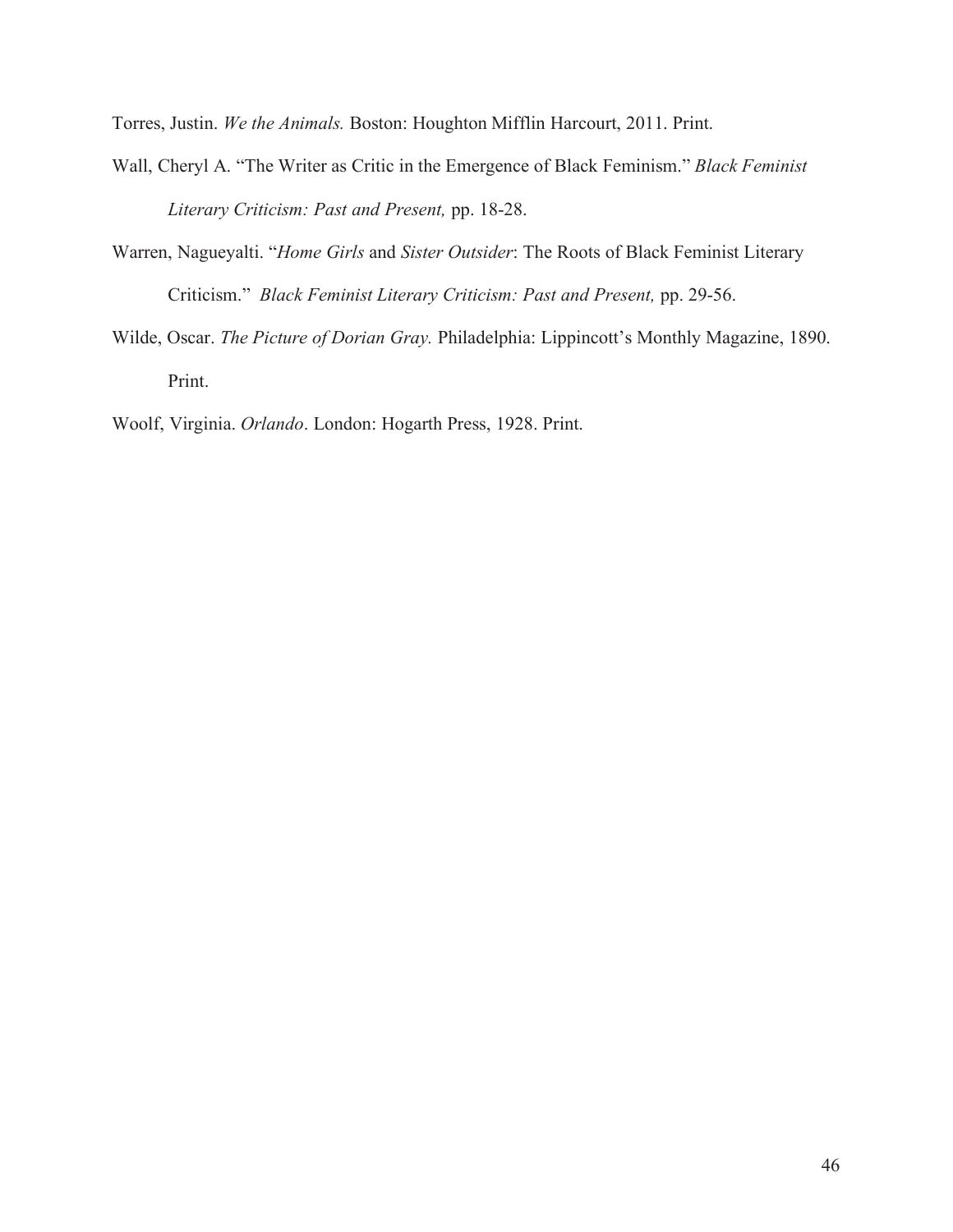Torres, Justin. *We the Animals.* Boston: Houghton Mifflin Harcourt, 2011. Print.

Wall, Cheryl A. "The Writer as Critic in the Emergence of Black Feminism." *Black Feminist Literary Criticism: Past and Present,* pp. 18-28.

Warren, Nagueyalti. "*Home Girls* and *Sister Outsider*: The Roots of Black Feminist Literary Criticism." *Black Feminist Literary Criticism: Past and Present,* pp. 29-56.

Wilde, Oscar. *The Picture of Dorian Gray.* Philadelphia: Lippincott's Monthly Magazine, 1890. Print.

Woolf, Virginia. *Orlando*. London: Hogarth Press, 1928. Print.